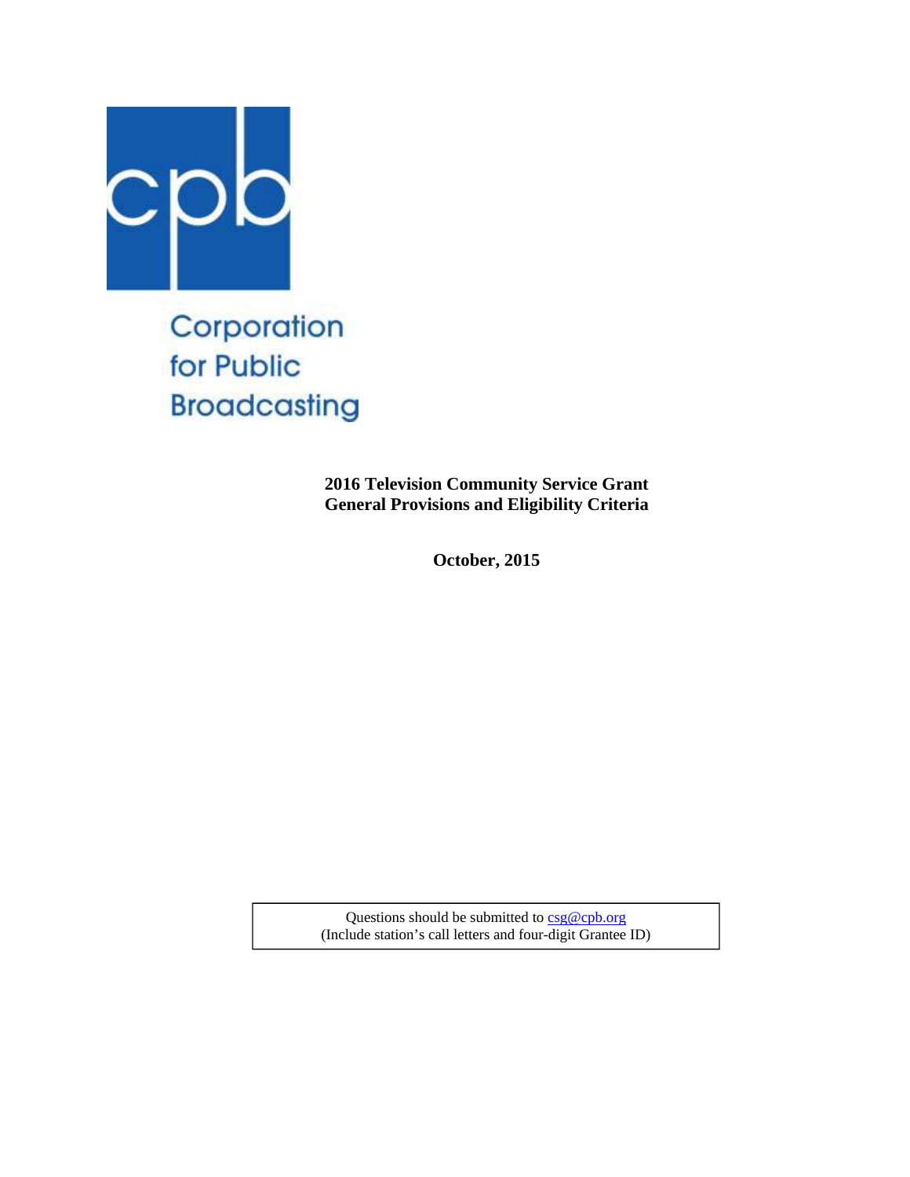Corporation for Public Broadcasting

**2016 Television Community Service Grant**
**General Provisions and Eligibility Criteria**

**October, 2015**

Questions should be submitted to csg@cpb.org
(Include station's call letters and four-digit Grantee ID)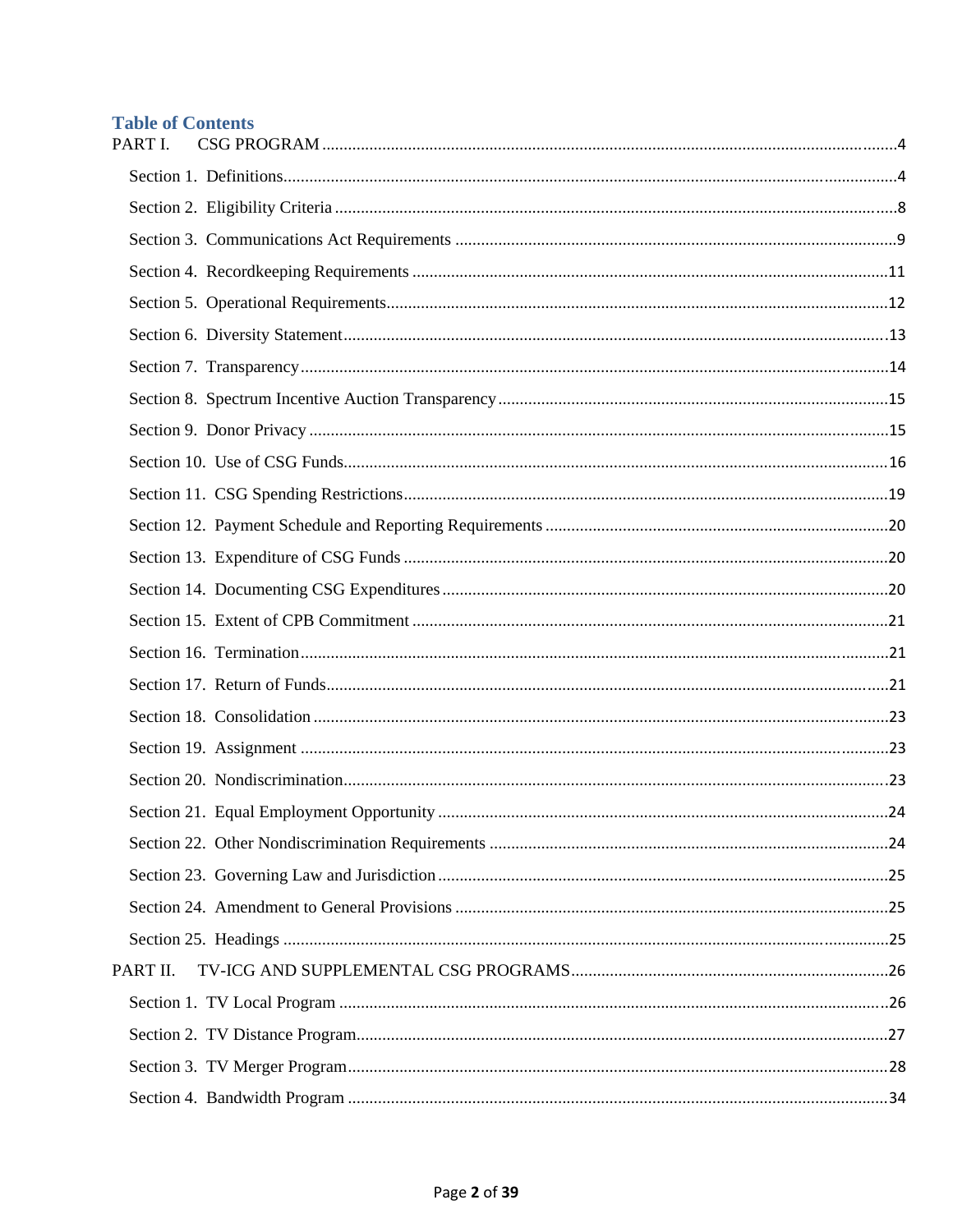## Table of Contents

PART I. CSG PROGRAM ....... 4

- Section 1. Definitions ....... 4
- Section 2. Eligibility Criteria ....... 8
- Section 3. Communications Act Requirements ....... 9
- Section 4. Recordkeeping Requirements ....... 11
- Section 5. Operational Requirements ....... 12
- Section 6. Diversity Statement ....... 13
- Section 7. Transparency ....... 14
- Section 8. Spectrum Incentive Auction Transparency ....... 15
- Section 9. Donor Privacy ....... 15
- Section 10. Use of CSG Funds ....... 16
- Section 11. CSG Spending Restrictions ....... 19
- Section 12. Payment Schedule and Reporting Requirements ....... 20
- Section 13. Expenditure of CSG Funds ....... 20
- Section 14. Documenting CSG Expenditures ....... 20
- Section 15. Extent of CPB Commitment ....... 21
- Section 16. Termination ....... 21
- Section 17. Return of Funds ....... 21
- Section 18. Consolidation ....... 23
- Section 19. Assignment ....... 23
- Section 20. Nondiscrimination ....... 23
- Section 21. Equal Employment Opportunity ....... 24
- Section 22. Other Nondiscrimination Requirements ....... 24
- Section 23. Governing Law and Jurisdiction ....... 25
- Section 24. Amendment to General Provisions ....... 25
- Section 25. Headings ....... 25

PART II. TV-ICG AND SUPPLEMENTAL CSG PROGRAMS ....... 26

- Section 1. TV Local Program ....... 26
- Section 2. TV Distance Program ....... 27
- Section 3. TV Merger Program ....... 28
- Section 4. Bandwidth Program ....... 34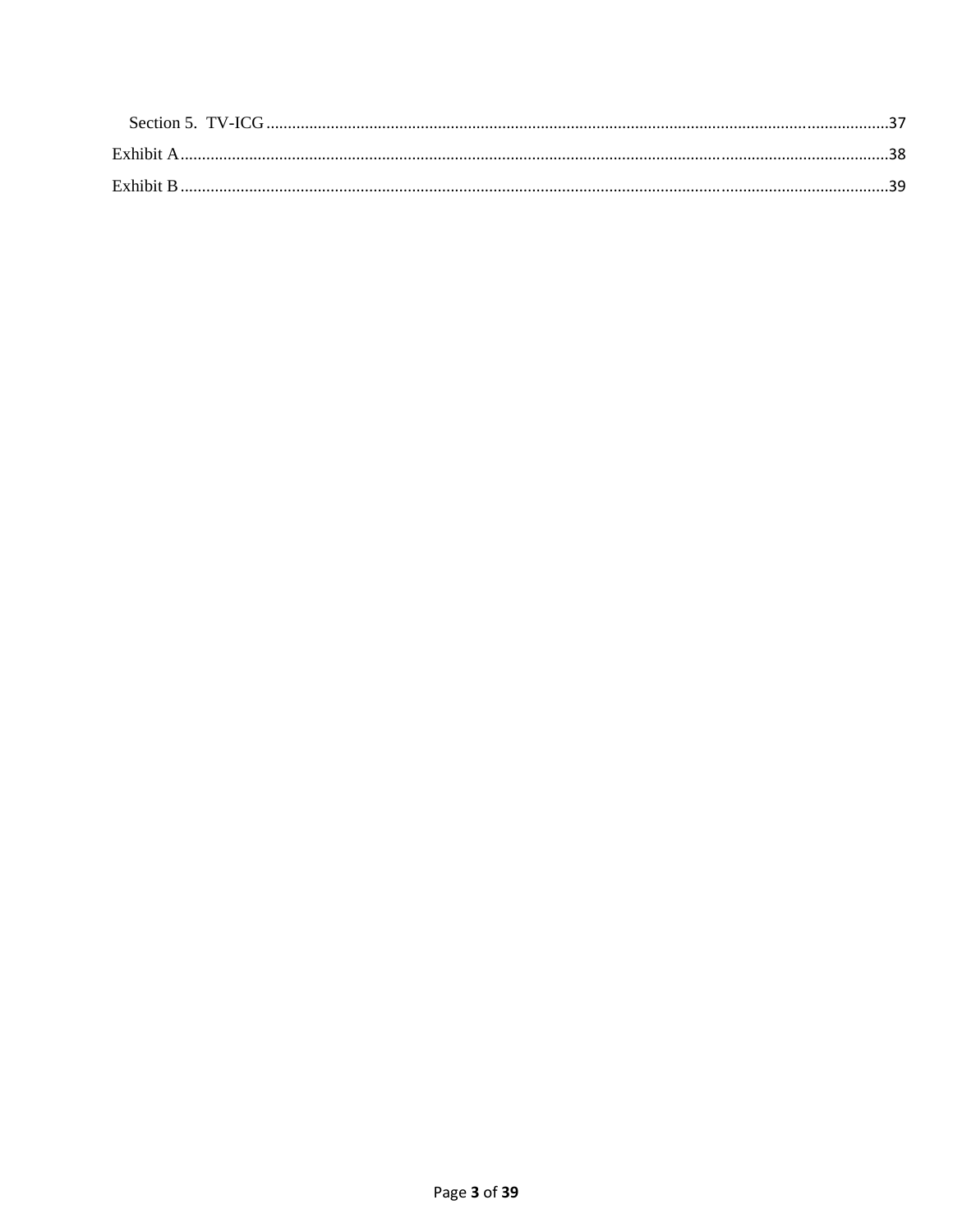Section 5. TV-ICG ........................................................................................................................................37

Exhibit A........................................................................................................................................................38

Exhibit B........................................................................................................................................................39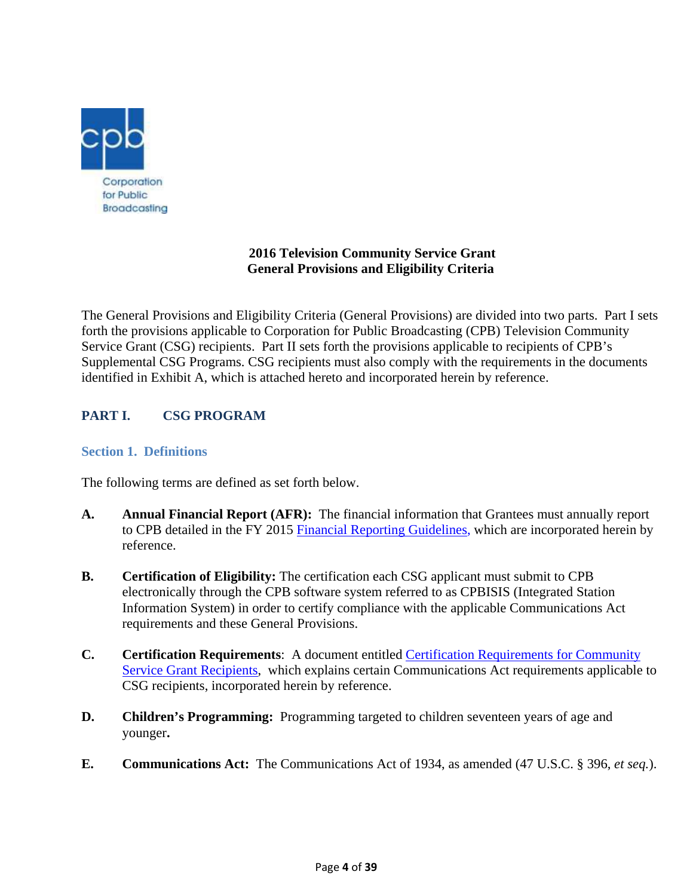# 2016 Television Community Service Grant
# General Provisions and Eligibility Criteria

The General Provisions and Eligibility Criteria (General Provisions) are divided into two parts. Part I sets forth the provisions applicable to Corporation for Public Broadcasting (CPB) Television Community Service Grant (CSG) recipients. Part II sets forth the provisions applicable to recipients of CPB's Supplemental CSG Programs. CSG recipients must also comply with the requirements in the documents identified in Exhibit A, which is attached hereto and incorporated herein by reference.

## PART I. CSG PROGRAM

### Section 1. Definitions

The following terms are defined as set forth below.

**A.** **Annual Financial Report (AFR):** The financial information that Grantees must annually report to CPB detailed in the FY 2015 Financial Reporting Guidelines, which are incorporated herein by reference.

**B.** **Certification of Eligibility:** The certification each CSG applicant must submit to CPB electronically through the CPB software system referred to as CPBISIS (Integrated Station Information System) in order to certify compliance with the applicable Communications Act requirements and these General Provisions.

**C.** **Certification Requirements**: A document entitled Certification Requirements for Community Service Grant Recipients, which explains certain Communications Act requirements applicable to CSG recipients, incorporated herein by reference.

**D.** **Children's Programming:** Programming targeted to children seventeen years of age and younger**.**

**E.** **Communications Act:** The Communications Act of 1934, as amended (47 U.S.C. § 396, *et seq.*).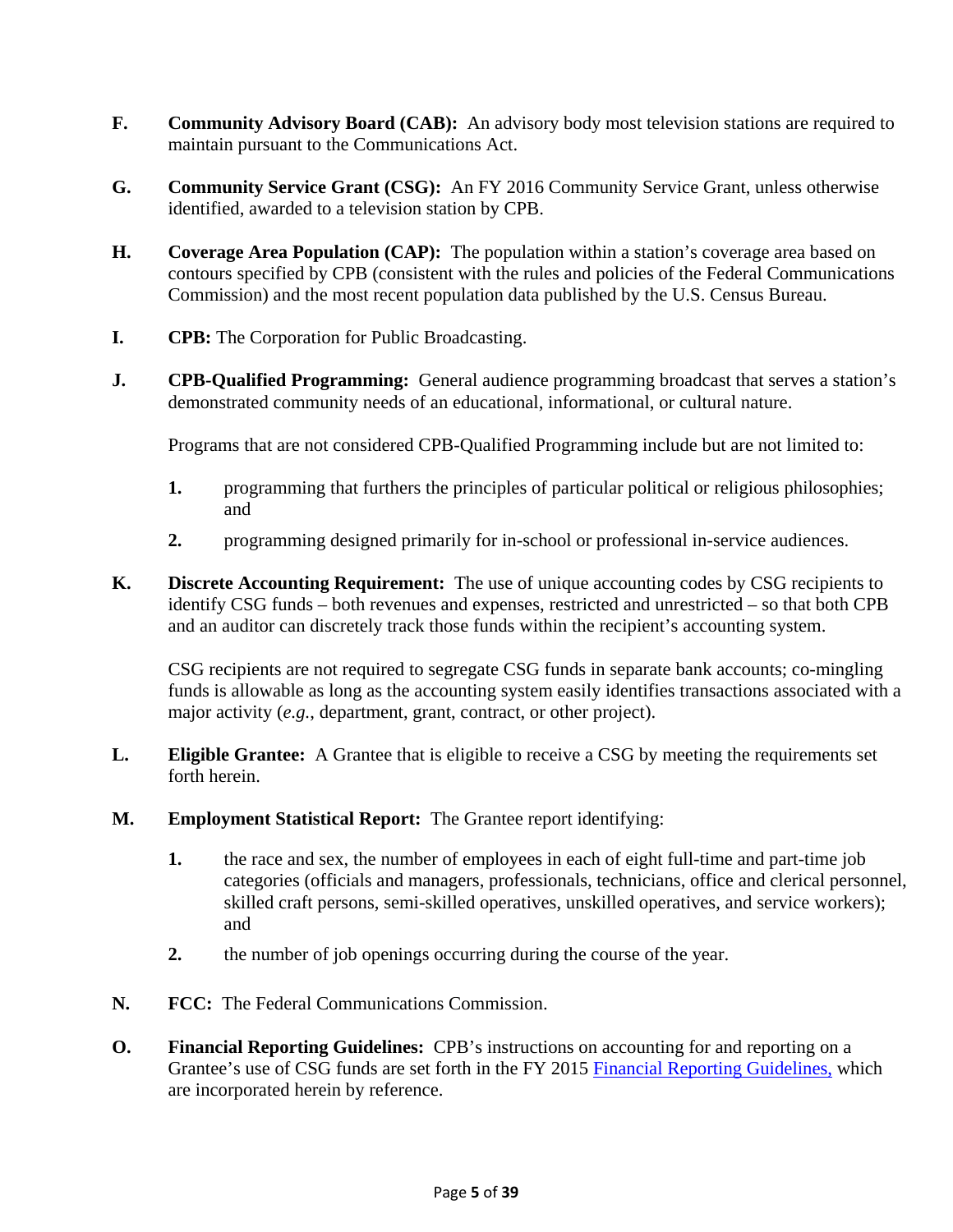**F. Community Advisory Board (CAB):** An advisory body most television stations are required to maintain pursuant to the Communications Act.

**G. Community Service Grant (CSG):** An FY 2016 Community Service Grant, unless otherwise identified, awarded to a television station by CPB.

**H. Coverage Area Population (CAP):** The population within a station's coverage area based on contours specified by CPB (consistent with the rules and policies of the Federal Communications Commission) and the most recent population data published by the U.S. Census Bureau.

**I. CPB:** The Corporation for Public Broadcasting.

**J. CPB-Qualified Programming:** General audience programming broadcast that serves a station's demonstrated community needs of an educational, informational, or cultural nature.

Programs that are not considered CPB-Qualified Programming include but are not limited to:

1. programming that furthers the principles of particular political or religious philosophies; and
2. programming designed primarily for in-school or professional in-service audiences.

**K. Discrete Accounting Requirement:** The use of unique accounting codes by CSG recipients to identify CSG funds – both revenues and expenses, restricted and unrestricted – so that both CPB and an auditor can discretely track those funds within the recipient's accounting system.

CSG recipients are not required to segregate CSG funds in separate bank accounts; co-mingling funds is allowable as long as the accounting system easily identifies transactions associated with a major activity (*e.g.*, department, grant, contract, or other project).

**L. Eligible Grantee:** A Grantee that is eligible to receive a CSG by meeting the requirements set forth herein.

**M. Employment Statistical Report:** The Grantee report identifying:

1. the race and sex, the number of employees in each of eight full-time and part-time job categories (officials and managers, professionals, technicians, office and clerical personnel, skilled craft persons, semi-skilled operatives, unskilled operatives, and service workers); and
2. the number of job openings occurring during the course of the year.

**N. FCC:** The Federal Communications Commission.

**O. Financial Reporting Guidelines:** CPB's instructions on accounting for and reporting on a Grantee's use of CSG funds are set forth in the FY 2015 Financial Reporting Guidelines, which are incorporated herein by reference.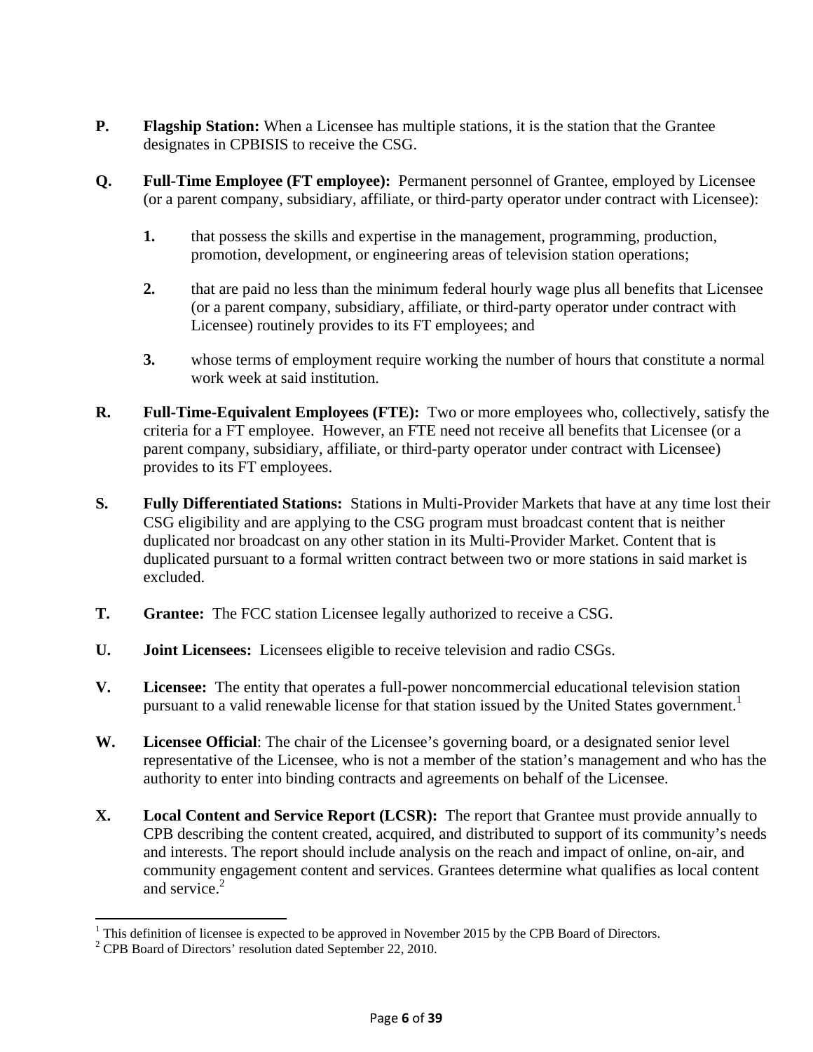**P.** **Flagship Station:** When a Licensee has multiple stations, it is the station that the Grantee designates in CPBISIS to receive the CSG.

**Q.** **Full-Time Employee (FT employee):** Permanent personnel of Grantee, employed by Licensee (or a parent company, subsidiary, affiliate, or third-party operator under contract with Licensee):

1. that possess the skills and expertise in the management, programming, production, promotion, development, or engineering areas of television station operations;

2. that are paid no less than the minimum federal hourly wage plus all benefits that Licensee (or a parent company, subsidiary, affiliate, or third-party operator under contract with Licensee) routinely provides to its FT employees; and

3. whose terms of employment require working the number of hours that constitute a normal work week at said institution.

**R.** **Full-Time-Equivalent Employees (FTE):** Two or more employees who, collectively, satisfy the criteria for a FT employee. However, an FTE need not receive all benefits that Licensee (or a parent company, subsidiary, affiliate, or third-party operator under contract with Licensee) provides to its FT employees.

**S.** **Fully Differentiated Stations:** Stations in Multi-Provider Markets that have at any time lost their CSG eligibility and are applying to the CSG program must broadcast content that is neither duplicated nor broadcast on any other station in its Multi-Provider Market. Content that is duplicated pursuant to a formal written contract between two or more stations in said market is excluded.

**T.** **Grantee:** The FCC station Licensee legally authorized to receive a CSG.

**U.** **Joint Licensees:** Licensees eligible to receive television and radio CSGs.

**V.** **Licensee:** The entity that operates a full-power noncommercial educational television station pursuant to a valid renewable license for that station issued by the United States government.[1]

**W.** **Licensee Official**: The chair of the Licensee's governing board, or a designated senior level representative of the Licensee, who is not a member of the station's management and who has the authority to enter into binding contracts and agreements on behalf of the Licensee.

**X.** **Local Content and Service Report (LCSR):** The report that Grantee must provide annually to CPB describing the content created, acquired, and distributed to support of its community's needs and interests. The report should include analysis on the reach and impact of online, on-air, and community engagement content and services. Grantees determine what qualifies as local content and service.[2]

---

[1] This definition of licensee is expected to be approved in November 2015 by the CPB Board of Directors.

[2] CPB Board of Directors' resolution dated September 22, 2010.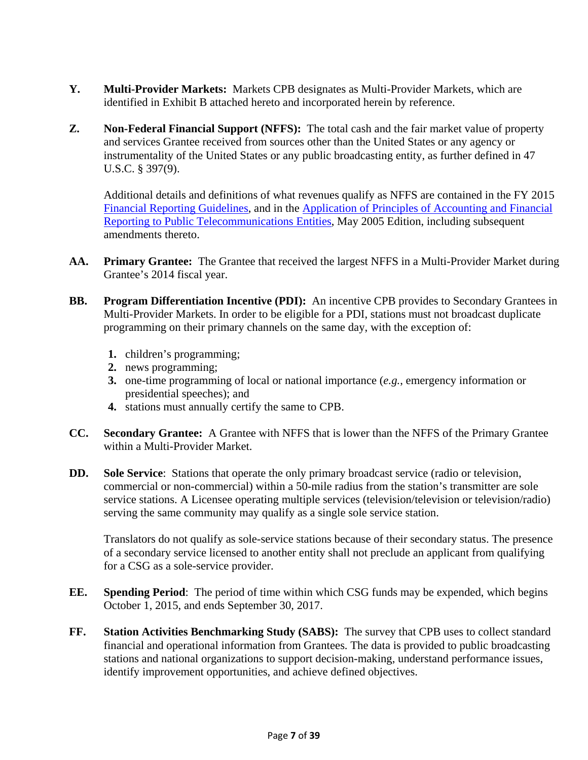**Y.** **Multi-Provider Markets:** Markets CPB designates as Multi-Provider Markets, which are identified in Exhibit B attached hereto and incorporated herein by reference.

**Z.** **Non-Federal Financial Support (NFFS):** The total cash and the fair market value of property and services Grantee received from sources other than the United States or any agency or instrumentality of the United States or any public broadcasting entity, as further defined in 47 U.S.C. § 397(9).

Additional details and definitions of what revenues qualify as NFFS are contained in the FY 2015 [Financial Reporting Guidelines](), and in the [Application of Principles of Accounting and Financial Reporting to Public Telecommunications Entities](), May 2005 Edition, including subsequent amendments thereto.

**AA.** **Primary Grantee:** The Grantee that received the largest NFFS in a Multi-Provider Market during Grantee's 2014 fiscal year.

**BB.** **Program Differentiation Incentive (PDI):** An incentive CPB provides to Secondary Grantees in Multi-Provider Markets. In order to be eligible for a PDI, stations must not broadcast duplicate programming on their primary channels on the same day, with the exception of:

1. children's programming;
2. news programming;
3. one-time programming of local or national importance (*e.g.*, emergency information or presidential speeches); and
4. stations must annually certify the same to CPB.

**CC.** **Secondary Grantee:** A Grantee with NFFS that is lower than the NFFS of the Primary Grantee within a Multi-Provider Market.

**DD.** **Sole Service**: Stations that operate the only primary broadcast service (radio or television, commercial or non-commercial) within a 50-mile radius from the station's transmitter are sole service stations. A Licensee operating multiple services (television/television or television/radio) serving the same community may qualify as a single sole service station.

Translators do not qualify as sole-service stations because of their secondary status. The presence of a secondary service licensed to another entity shall not preclude an applicant from qualifying for a CSG as a sole-service provider.

**EE.** **Spending Period**: The period of time within which CSG funds may be expended, which begins October 1, 2015, and ends September 30, 2017.

**FF.** **Station Activities Benchmarking Study (SABS):** The survey that CPB uses to collect standard financial and operational information from Grantees. The data is provided to public broadcasting stations and national organizations to support decision-making, understand performance issues, identify improvement opportunities, and achieve defined objectives.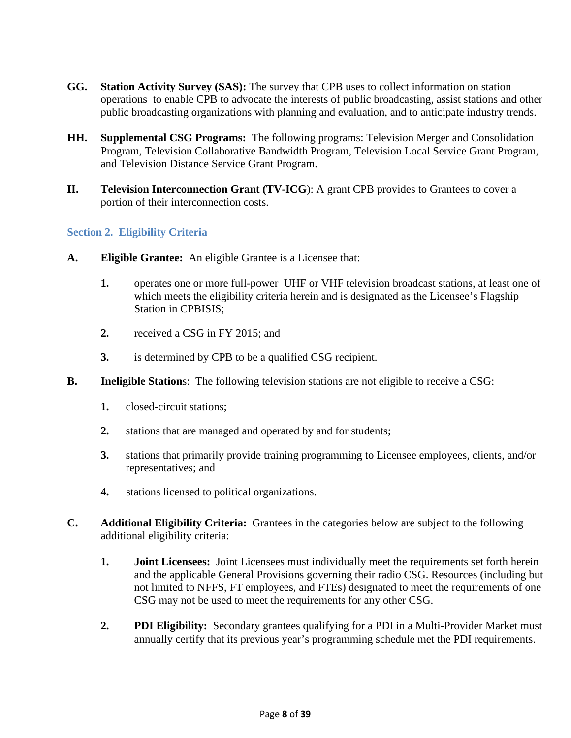**GG. Station Activity Survey (SAS):** The survey that CPB uses to collect information on station operations to enable CPB to advocate the interests of public broadcasting, assist stations and other public broadcasting organizations with planning and evaluation, and to anticipate industry trends.

**HH. Supplemental CSG Programs:** The following programs: Television Merger and Consolidation Program, Television Collaborative Bandwidth Program, Television Local Service Grant Program, and Television Distance Service Grant Program.

**II. Television Interconnection Grant (TV-ICG)**: A grant CPB provides to Grantees to cover a portion of their interconnection costs.

## Section 2. Eligibility Criteria

**A. Eligible Grantee:** An eligible Grantee is a Licensee that:

1. operates one or more full-power UHF or VHF television broadcast stations, at least one of which meets the eligibility criteria herein and is designated as the Licensee's Flagship Station in CPBISIS;
2. received a CSG in FY 2015; and
3. is determined by CPB to be a qualified CSG recipient.

**B. Ineligible Station**s: The following television stations are not eligible to receive a CSG:

1. closed-circuit stations;
2. stations that are managed and operated by and for students;
3. stations that primarily provide training programming to Licensee employees, clients, and/or representatives; and
4. stations licensed to political organizations.

**C. Additional Eligibility Criteria:** Grantees in the categories below are subject to the following additional eligibility criteria:

1. **Joint Licensees:** Joint Licensees must individually meet the requirements set forth herein and the applicable General Provisions governing their radio CSG. Resources (including but not limited to NFFS, FT employees, and FTEs) designated to meet the requirements of one CSG may not be used to meet the requirements for any other CSG.
2. **PDI Eligibility:** Secondary grantees qualifying for a PDI in a Multi-Provider Market must annually certify that its previous year's programming schedule met the PDI requirements.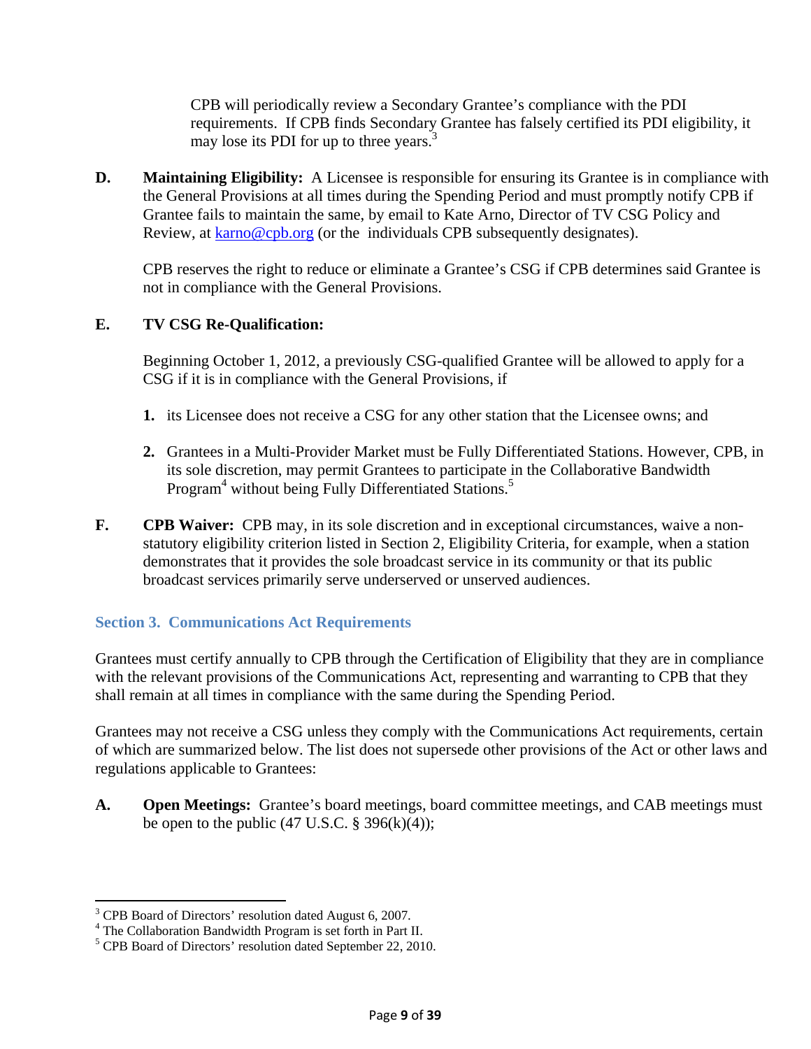CPB will periodically review a Secondary Grantee's compliance with the PDI requirements. If CPB finds Secondary Grantee has falsely certified its PDI eligibility, it may lose its PDI for up to three years.[3]

**D. Maintaining Eligibility:** A Licensee is responsible for ensuring its Grantee is in compliance with the General Provisions at all times during the Spending Period and must promptly notify CPB if Grantee fails to maintain the same, by email to Kate Arno, Director of TV CSG Policy and Review, at karno@cpb.org (or the individuals CPB subsequently designates).

CPB reserves the right to reduce or eliminate a Grantee's CSG if CPB determines said Grantee is not in compliance with the General Provisions.

**E. TV CSG Re-Qualification:**

Beginning October 1, 2012, a previously CSG-qualified Grantee will be allowed to apply for a CSG if it is in compliance with the General Provisions, if

1. its Licensee does not receive a CSG for any other station that the Licensee owns; and
2. Grantees in a Multi-Provider Market must be Fully Differentiated Stations. However, CPB, in its sole discretion, may permit Grantees to participate in the Collaborative Bandwidth Program[4] without being Fully Differentiated Stations.[5]

**F. CPB Waiver:** CPB may, in its sole discretion and in exceptional circumstances, waive a non-statutory eligibility criterion listed in Section 2, Eligibility Criteria, for example, when a station demonstrates that it provides the sole broadcast service in its community or that its public broadcast services primarily serve underserved or unserved audiences.

## Section 3. Communications Act Requirements

Grantees must certify annually to CPB through the Certification of Eligibility that they are in compliance with the relevant provisions of the Communications Act, representing and warranting to CPB that they shall remain at all times in compliance with the same during the Spending Period.

Grantees may not receive a CSG unless they comply with the Communications Act requirements, certain of which are summarized below. The list does not supersede other provisions of the Act or other laws and regulations applicable to Grantees:

**A. Open Meetings:** Grantee's board meetings, board committee meetings, and CAB meetings must be open to the public (47 U.S.C. § 396(k)(4));

---

[3] CPB Board of Directors' resolution dated August 6, 2007.
[4] The Collaboration Bandwidth Program is set forth in Part II.
[5] CPB Board of Directors' resolution dated September 22, 2010.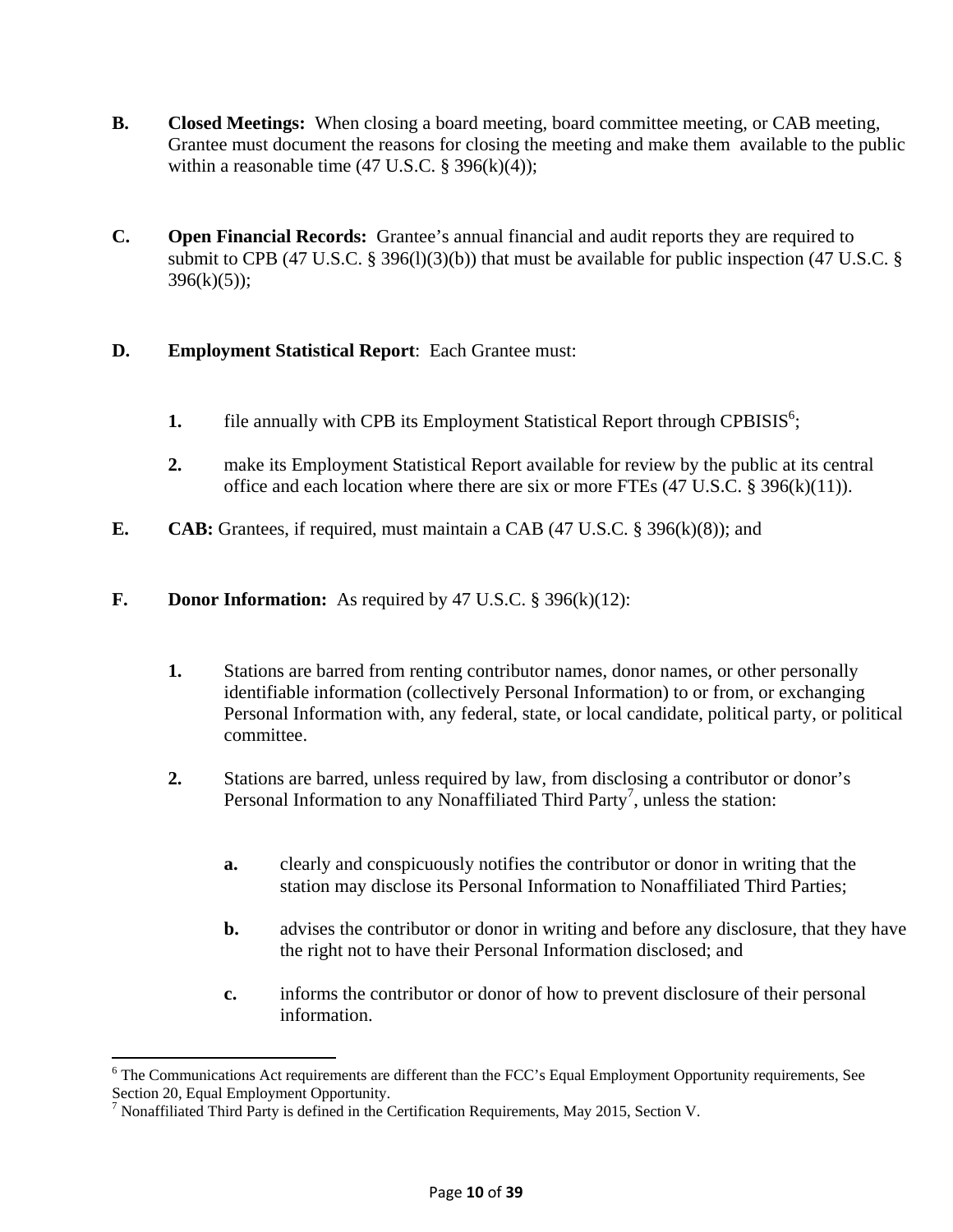**B. Closed Meetings:** When closing a board meeting, board committee meeting, or CAB meeting, Grantee must document the reasons for closing the meeting and make them available to the public within a reasonable time (47 U.S.C. § 396(k)(4));

**C. Open Financial Records:** Grantee's annual financial and audit reports they are required to submit to CPB (47 U.S.C. § 396(l)(3)(b)) that must be available for public inspection (47 U.S.C. § 396(k)(5));

**D. Employment Statistical Report**: Each Grantee must:

**1.** file annually with CPB its Employment Statistical Report through CPBISIS[6];

**2.** make its Employment Statistical Report available for review by the public at its central office and each location where there are six or more FTEs (47 U.S.C. § 396(k)(11)).

**E. CAB:** Grantees, if required, must maintain a CAB (47 U.S.C. § 396(k)(8)); and

**F. Donor Information:** As required by 47 U.S.C. § 396(k)(12):

**1.** Stations are barred from renting contributor names, donor names, or other personally identifiable information (collectively Personal Information) to or from, or exchanging Personal Information with, any federal, state, or local candidate, political party, or political committee.

**2.** Stations are barred, unless required by law, from disclosing a contributor or donor's Personal Information to any Nonaffiliated Third Party[7], unless the station:

**a.** clearly and conspicuously notifies the contributor or donor in writing that the station may disclose its Personal Information to Nonaffiliated Third Parties;

**b.** advises the contributor or donor in writing and before any disclosure, that they have the right not to have their Personal Information disclosed; and

**c.** informs the contributor or donor of how to prevent disclosure of their personal information.

---

[6] The Communications Act requirements are different than the FCC's Equal Employment Opportunity requirements, See Section 20, Equal Employment Opportunity.

[7] Nonaffiliated Third Party is defined in the Certification Requirements, May 2015, Section V.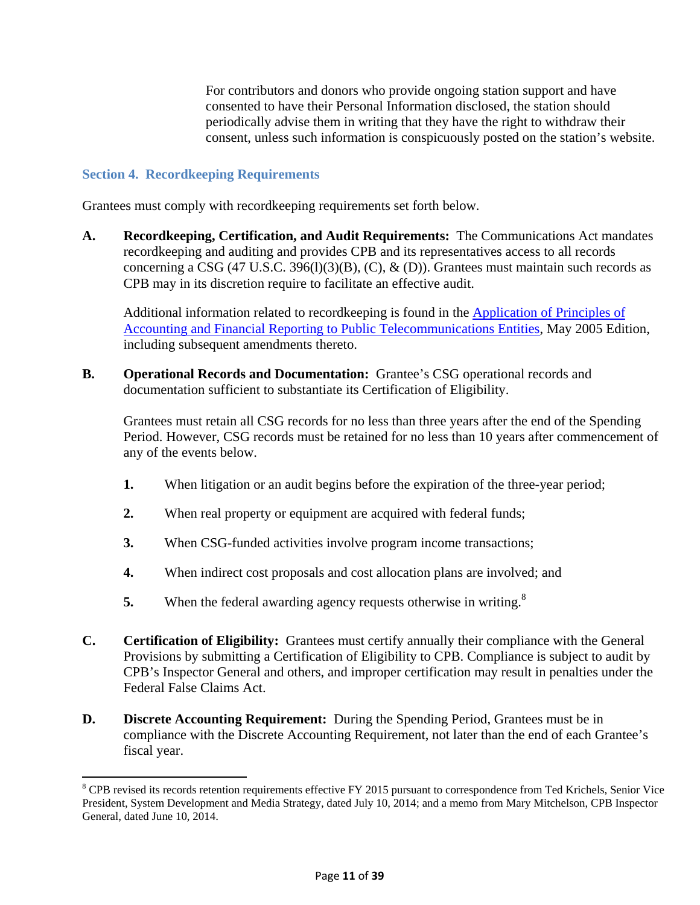For contributors and donors who provide ongoing station support and have consented to have their Personal Information disclosed, the station should periodically advise them in writing that they have the right to withdraw their consent, unless such information is conspicuously posted on the station's website.

### Section 4. Recordkeeping Requirements

Grantees must comply with recordkeeping requirements set forth below.

**A. Recordkeeping, Certification, and Audit Requirements:** The Communications Act mandates recordkeeping and auditing and provides CPB and its representatives access to all records concerning a CSG (47 U.S.C. 396(l)(3)(B), (C), & (D)). Grantees must maintain such records as CPB may in its discretion require to facilitate an effective audit.

Additional information related to recordkeeping is found in the [Application of Principles of Accounting and Financial Reporting to Public Telecommunications Entities](), May 2005 Edition, including subsequent amendments thereto.

**B. Operational Records and Documentation:** Grantee's CSG operational records and documentation sufficient to substantiate its Certification of Eligibility.

Grantees must retain all CSG records for no less than three years after the end of the Spending Period. However, CSG records must be retained for no less than 10 years after commencement of any of the events below.

1. When litigation or an audit begins before the expiration of the three-year period;
2. When real property or equipment are acquired with federal funds;
3. When CSG-funded activities involve program income transactions;
4. When indirect cost proposals and cost allocation plans are involved; and
5. When the federal awarding agency requests otherwise in writing.[8]

**C. Certification of Eligibility:** Grantees must certify annually their compliance with the General Provisions by submitting a Certification of Eligibility to CPB. Compliance is subject to audit by CPB's Inspector General and others, and improper certification may result in penalties under the Federal False Claims Act.

**D. Discrete Accounting Requirement:** During the Spending Period, Grantees must be in compliance with the Discrete Accounting Requirement, not later than the end of each Grantee's fiscal year.

---

[8] CPB revised its records retention requirements effective FY 2015 pursuant to correspondence from Ted Krichels, Senior Vice President, System Development and Media Strategy, dated July 10, 2014; and a memo from Mary Mitchelson, CPB Inspector General, dated June 10, 2014.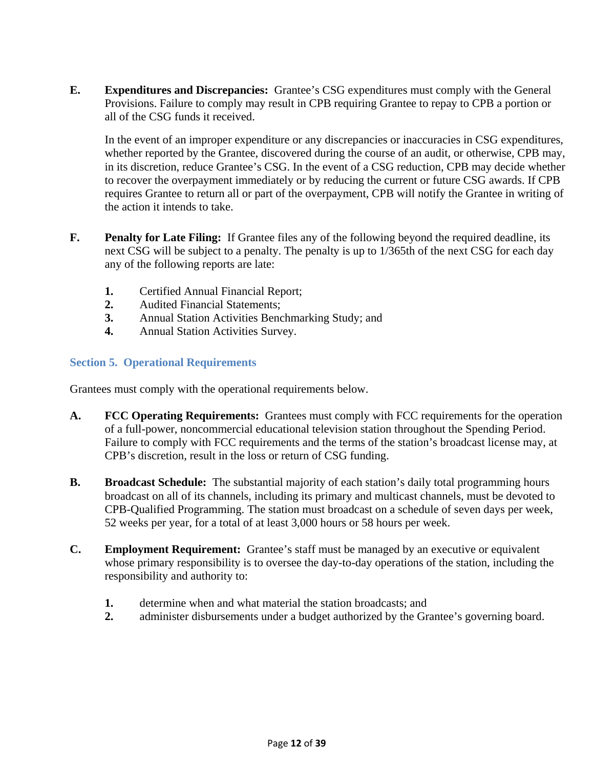**E. Expenditures and Discrepancies:** Grantee's CSG expenditures must comply with the General Provisions. Failure to comply may result in CPB requiring Grantee to repay to CPB a portion or all of the CSG funds it received.

In the event of an improper expenditure or any discrepancies or inaccuracies in CSG expenditures, whether reported by the Grantee, discovered during the course of an audit, or otherwise, CPB may, in its discretion, reduce Grantee's CSG. In the event of a CSG reduction, CPB may decide whether to recover the overpayment immediately or by reducing the current or future CSG awards. If CPB requires Grantee to return all or part of the overpayment, CPB will notify the Grantee in writing of the action it intends to take.

**F. Penalty for Late Filing:** If Grantee files any of the following beyond the required deadline, its next CSG will be subject to a penalty. The penalty is up to 1/365th of the next CSG for each day any of the following reports are late:

1. Certified Annual Financial Report;
2. Audited Financial Statements;
3. Annual Station Activities Benchmarking Study; and
4. Annual Station Activities Survey.

## Section 5. Operational Requirements

Grantees must comply with the operational requirements below.

**A. FCC Operating Requirements:** Grantees must comply with FCC requirements for the operation of a full-power, noncommercial educational television station throughout the Spending Period. Failure to comply with FCC requirements and the terms of the station's broadcast license may, at CPB's discretion, result in the loss or return of CSG funding.

**B. Broadcast Schedule:** The substantial majority of each station's daily total programming hours broadcast on all of its channels, including its primary and multicast channels, must be devoted to CPB-Qualified Programming. The station must broadcast on a schedule of seven days per week, 52 weeks per year, for a total of at least 3,000 hours or 58 hours per week.

**C. Employment Requirement:** Grantee's staff must be managed by an executive or equivalent whose primary responsibility is to oversee the day-to-day operations of the station, including the responsibility and authority to:

1. determine when and what material the station broadcasts; and
2. administer disbursements under a budget authorized by the Grantee's governing board.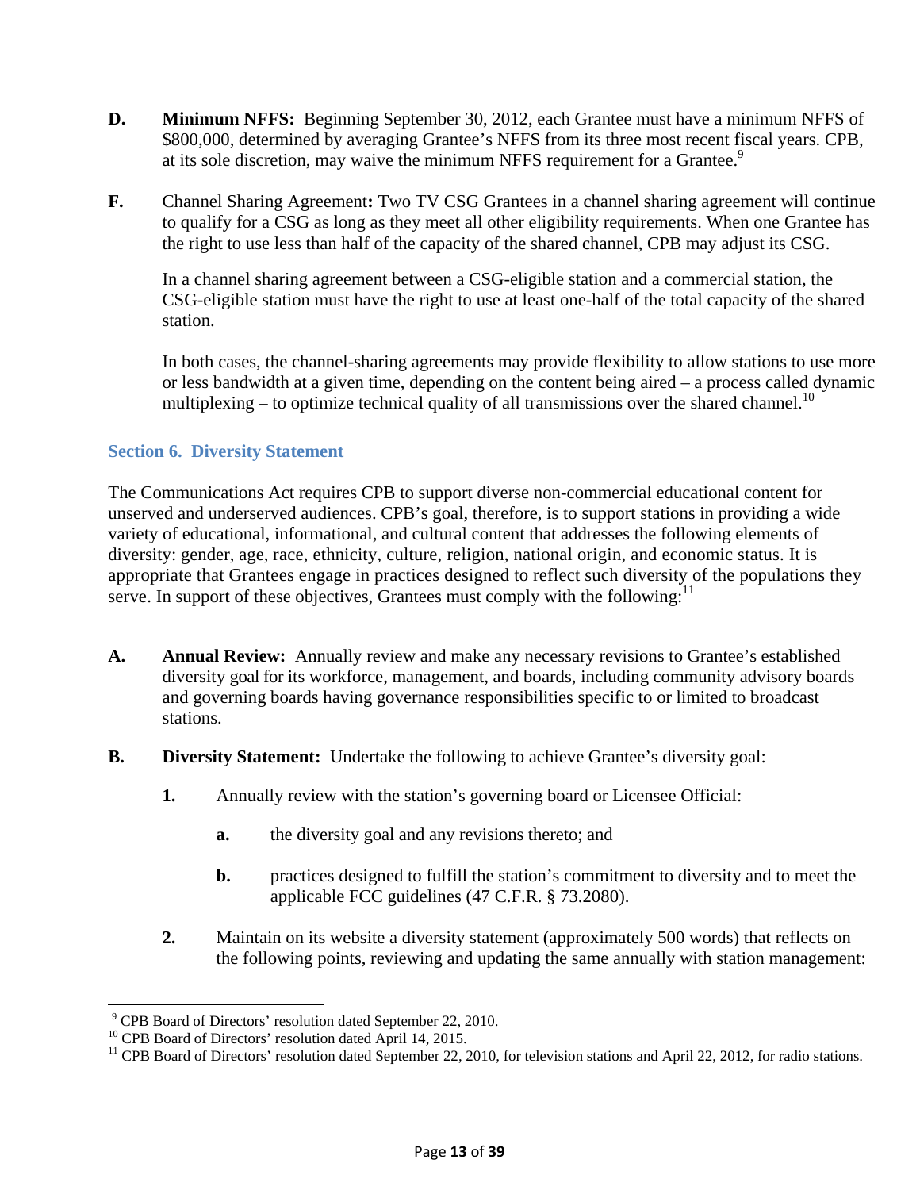**D. Minimum NFFS:** Beginning September 30, 2012, each Grantee must have a minimum NFFS of \$800,000, determined by averaging Grantee's NFFS from its three most recent fiscal years. CPB, at its sole discretion, may waive the minimum NFFS requirement for a Grantee.[9]

**F.** Channel Sharing Agreement**:** Two TV CSG Grantees in a channel sharing agreement will continue to qualify for a CSG as long as they meet all other eligibility requirements. When one Grantee has the right to use less than half of the capacity of the shared channel, CPB may adjust its CSG.

In a channel sharing agreement between a CSG-eligible station and a commercial station, the CSG-eligible station must have the right to use at least one-half of the total capacity of the shared station.

In both cases, the channel-sharing agreements may provide flexibility to allow stations to use more or less bandwidth at a given time, depending on the content being aired – a process called dynamic multiplexing – to optimize technical quality of all transmissions over the shared channel.[10]

### Section 6. Diversity Statement

The Communications Act requires CPB to support diverse non-commercial educational content for unserved and underserved audiences. CPB's goal, therefore, is to support stations in providing a wide variety of educational, informational, and cultural content that addresses the following elements of diversity: gender, age, race, ethnicity, culture, religion, national origin, and economic status. It is appropriate that Grantees engage in practices designed to reflect such diversity of the populations they serve. In support of these objectives, Grantees must comply with the following:[11]

**A. Annual Review:** Annually review and make any necessary revisions to Grantee's established diversity goal for its workforce, management, and boards, including community advisory boards and governing boards having governance responsibilities specific to or limited to broadcast stations.

**B. Diversity Statement:** Undertake the following to achieve Grantee's diversity goal:

**1.** Annually review with the station's governing board or Licensee Official:

**a.** the diversity goal and any revisions thereto; and

**b.** practices designed to fulfill the station's commitment to diversity and to meet the applicable FCC guidelines (47 C.F.R. § 73.2080).

**2.** Maintain on its website a diversity statement (approximately 500 words) that reflects on the following points, reviewing and updating the same annually with station management:

---

[9] CPB Board of Directors' resolution dated September 22, 2010.
[10] CPB Board of Directors' resolution dated April 14, 2015.
[11] CPB Board of Directors' resolution dated September 22, 2010, for television stations and April 22, 2012, for radio stations.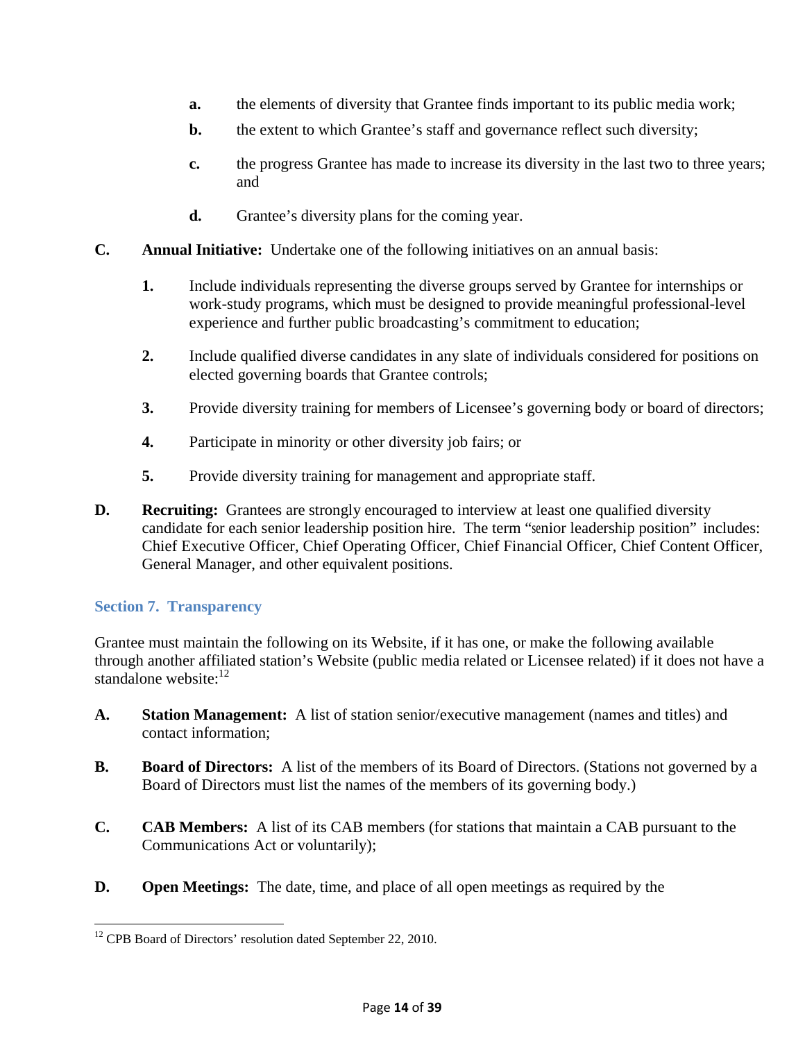**a.** the elements of diversity that Grantee finds important to its public media work;

**b.** the extent to which Grantee's staff and governance reflect such diversity;

**c.** the progress Grantee has made to increase its diversity in the last two to three years; and

**d.** Grantee's diversity plans for the coming year.

**C. Annual Initiative:** Undertake one of the following initiatives on an annual basis:

**1.** Include individuals representing the diverse groups served by Grantee for internships or work-study programs, which must be designed to provide meaningful professional-level experience and further public broadcasting's commitment to education;

**2.** Include qualified diverse candidates in any slate of individuals considered for positions on elected governing boards that Grantee controls;

**3.** Provide diversity training for members of Licensee's governing body or board of directors;

**4.** Participate in minority or other diversity job fairs; or

**5.** Provide diversity training for management and appropriate staff.

**D. Recruiting:** Grantees are strongly encouraged to interview at least one qualified diversity candidate for each senior leadership position hire. The term "senior leadership position" includes: Chief Executive Officer, Chief Operating Officer, Chief Financial Officer, Chief Content Officer, General Manager, and other equivalent positions.

## Section 7. Transparency

Grantee must maintain the following on its Website, if it has one, or make the following available through another affiliated station's Website (public media related or Licensee related) if it does not have a standalone website:[12]

**A. Station Management:** A list of station senior/executive management (names and titles) and contact information;

**B. Board of Directors:** A list of the members of its Board of Directors. (Stations not governed by a Board of Directors must list the names of the members of its governing body.)

**C. CAB Members:** A list of its CAB members (for stations that maintain a CAB pursuant to the Communications Act or voluntarily);

**D. Open Meetings:** The date, time, and place of all open meetings as required by the

---

[12] CPB Board of Directors' resolution dated September 22, 2010.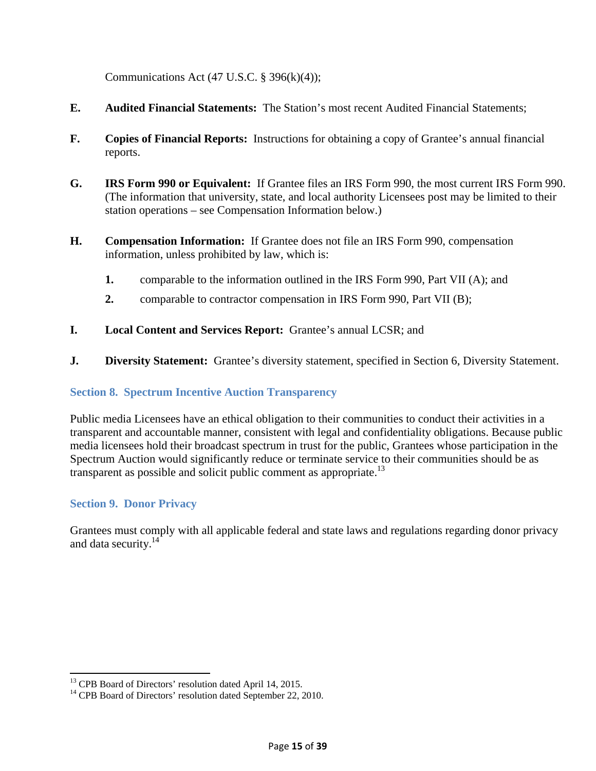Communications Act (47 U.S.C. § 396(k)(4));

**E.** **Audited Financial Statements:** The Station's most recent Audited Financial Statements;

**F.** **Copies of Financial Reports:** Instructions for obtaining a copy of Grantee's annual financial reports.

**G.** **IRS Form 990 or Equivalent:** If Grantee files an IRS Form 990, the most current IRS Form 990. (The information that university, state, and local authority Licensees post may be limited to their station operations – see Compensation Information below.)

**H.** **Compensation Information:** If Grantee does not file an IRS Form 990, compensation information, unless prohibited by law, which is:

   **1.** comparable to the information outlined in the IRS Form 990, Part VII (A); and

   **2.** comparable to contractor compensation in IRS Form 990, Part VII (B);

**I.** **Local Content and Services Report:** Grantee's annual LCSR; and

**J.** **Diversity Statement:** Grantee's diversity statement, specified in Section 6, Diversity Statement.

### Section 8. Spectrum Incentive Auction Transparency

Public media Licensees have an ethical obligation to their communities to conduct their activities in a transparent and accountable manner, consistent with legal and confidentiality obligations. Because public media licensees hold their broadcast spectrum in trust for the public, Grantees whose participation in the Spectrum Auction would significantly reduce or terminate service to their communities should be as transparent as possible and solicit public comment as appropriate.[13]

### Section 9. Donor Privacy

Grantees must comply with all applicable federal and state laws and regulations regarding donor privacy and data security.[14]

---

[13] CPB Board of Directors' resolution dated April 14, 2015.

[14] CPB Board of Directors' resolution dated September 22, 2010.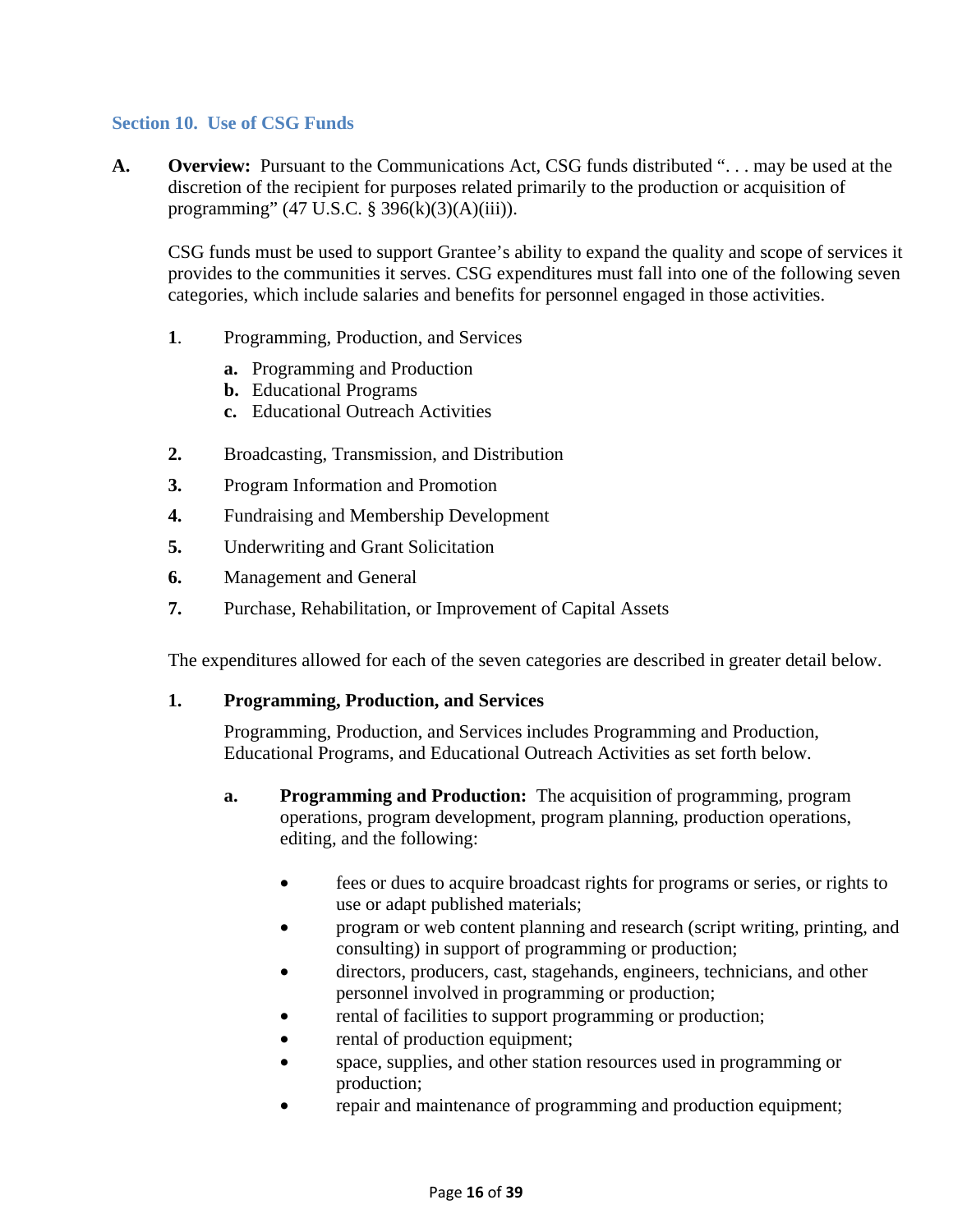## Section 10. Use of CSG Funds

**A. Overview:** Pursuant to the Communications Act, CSG funds distributed ". . . may be used at the discretion of the recipient for purposes related primarily to the production or acquisition of programming" (47 U.S.C. § 396(k)(3)(A)(iii)).

CSG funds must be used to support Grantee's ability to expand the quality and scope of services it provides to the communities it serves. CSG expenditures must fall into one of the following seven categories, which include salaries and benefits for personnel engaged in those activities.

**1**. Programming, Production, and Services

- **a.** Programming and Production
- **b.** Educational Programs
- **c.** Educational Outreach Activities

**2.** Broadcasting, Transmission, and Distribution

**3.** Program Information and Promotion

**4.** Fundraising and Membership Development

**5.** Underwriting and Grant Solicitation

**6.** Management and General

**7.** Purchase, Rehabilitation, or Improvement of Capital Assets

The expenditures allowed for each of the seven categories are described in greater detail below.

**1. Programming, Production, and Services**

Programming, Production, and Services includes Programming and Production, Educational Programs, and Educational Outreach Activities as set forth below.

**a. Programming and Production:** The acquisition of programming, program operations, program development, program planning, production operations, editing, and the following:

- fees or dues to acquire broadcast rights for programs or series, or rights to use or adapt published materials;
- program or web content planning and research (script writing, printing, and consulting) in support of programming or production;
- directors, producers, cast, stagehands, engineers, technicians, and other personnel involved in programming or production;
- rental of facilities to support programming or production;
- rental of production equipment;
- space, supplies, and other station resources used in programming or production;
- repair and maintenance of programming and production equipment;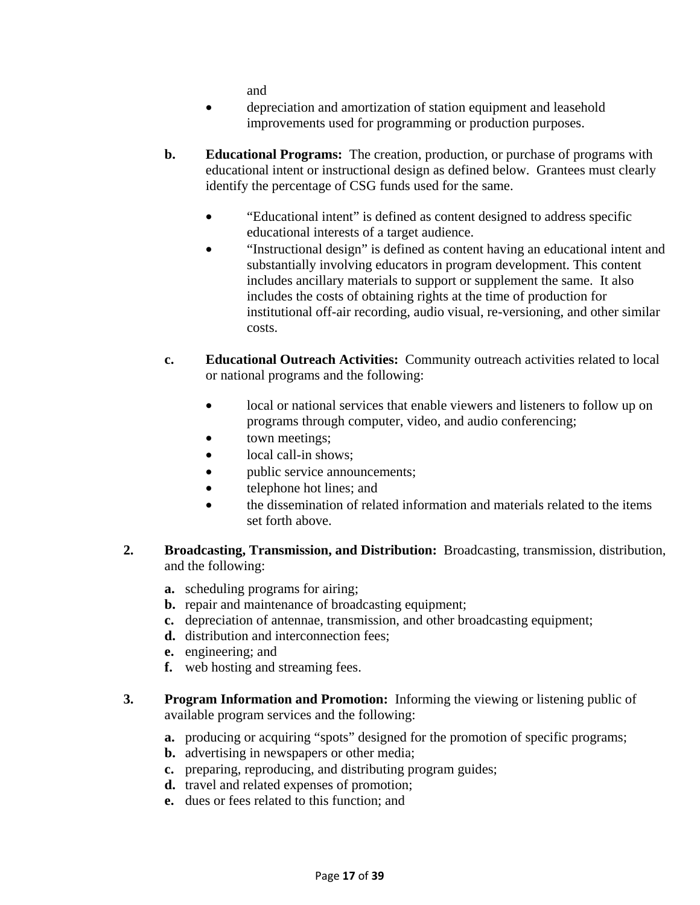and

- depreciation and amortization of station equipment and leasehold improvements used for programming or production purposes.

**b. Educational Programs:** The creation, production, or purchase of programs with educational intent or instructional design as defined below. Grantees must clearly identify the percentage of CSG funds used for the same.

- "Educational intent" is defined as content designed to address specific educational interests of a target audience.
- "Instructional design" is defined as content having an educational intent and substantially involving educators in program development. This content includes ancillary materials to support or supplement the same. It also includes the costs of obtaining rights at the time of production for institutional off-air recording, audio visual, re-versioning, and other similar costs.

**c. Educational Outreach Activities:** Community outreach activities related to local or national programs and the following:

- local or national services that enable viewers and listeners to follow up on programs through computer, video, and audio conferencing;
- town meetings;
- local call-in shows;
- public service announcements;
- telephone hot lines; and
- the dissemination of related information and materials related to the items set forth above.

**2. Broadcasting, Transmission, and Distribution:** Broadcasting, transmission, distribution, and the following:

**a.** scheduling programs for airing;
**b.** repair and maintenance of broadcasting equipment;
**c.** depreciation of antennae, transmission, and other broadcasting equipment;
**d.** distribution and interconnection fees;
**e.** engineering; and
**f.** web hosting and streaming fees.

**3. Program Information and Promotion:** Informing the viewing or listening public of available program services and the following:

**a.** producing or acquiring "spots" designed for the promotion of specific programs;
**b.** advertising in newspapers or other media;
**c.** preparing, reproducing, and distributing program guides;
**d.** travel and related expenses of promotion;
**e.** dues or fees related to this function; and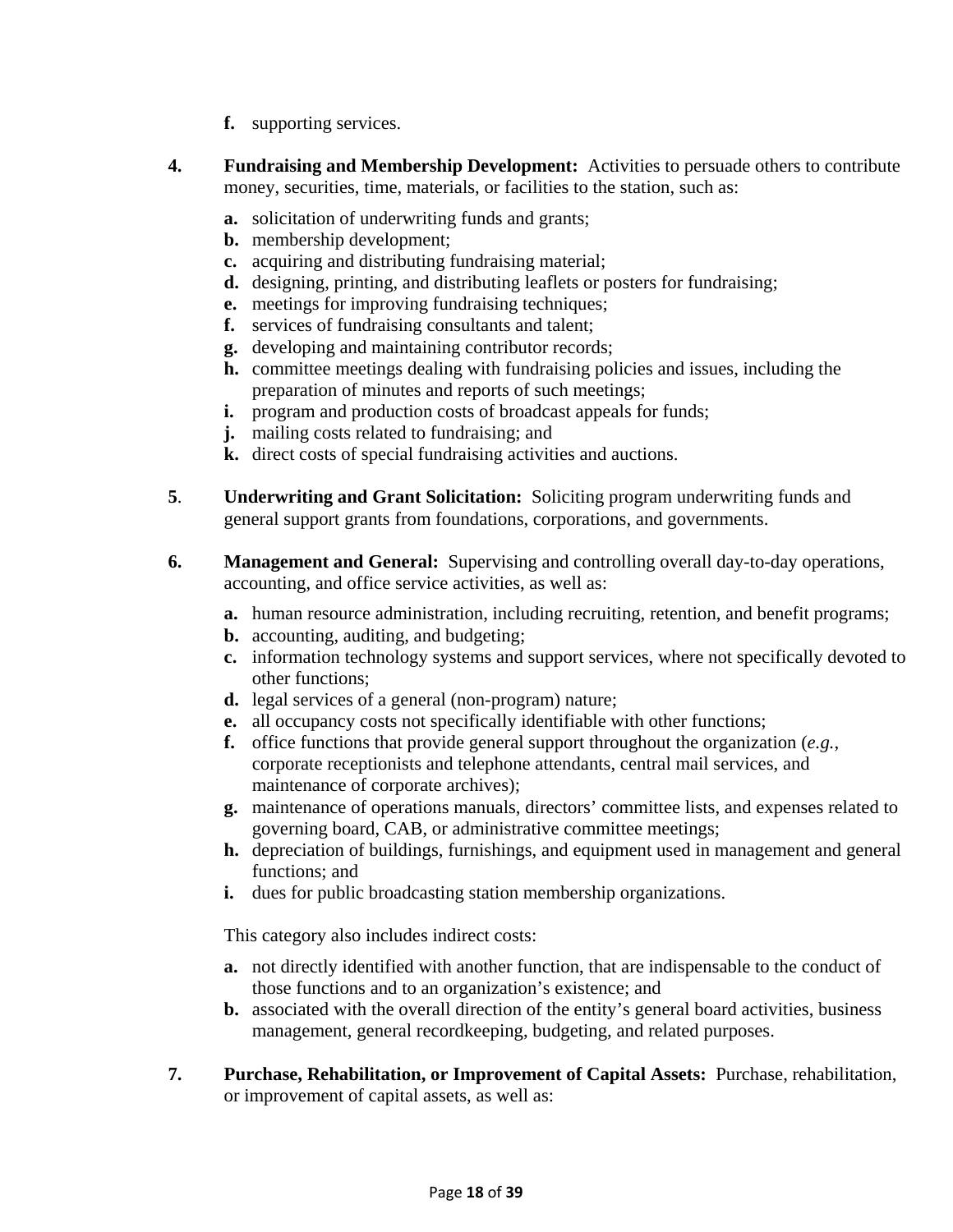**f.** supporting services.

**4.** **Fundraising and Membership Development:** Activities to persuade others to contribute money, securities, time, materials, or facilities to the station, such as:

**a.** solicitation of underwriting funds and grants;
**b.** membership development;
**c.** acquiring and distributing fundraising material;
**d.** designing, printing, and distributing leaflets or posters for fundraising;
**e.** meetings for improving fundraising techniques;
**f.** services of fundraising consultants and talent;
**g.** developing and maintaining contributor records;
**h.** committee meetings dealing with fundraising policies and issues, including the preparation of minutes and reports of such meetings;
**i.** program and production costs of broadcast appeals for funds;
**j.** mailing costs related to fundraising; and
**k.** direct costs of special fundraising activities and auctions.

**5**. **Underwriting and Grant Solicitation:** Soliciting program underwriting funds and general support grants from foundations, corporations, and governments.

**6.** **Management and General:** Supervising and controlling overall day-to-day operations, accounting, and office service activities, as well as:

**a.** human resource administration, including recruiting, retention, and benefit programs;
**b.** accounting, auditing, and budgeting;
**c.** information technology systems and support services, where not specifically devoted to other functions;
**d.** legal services of a general (non-program) nature;
**e.** all occupancy costs not specifically identifiable with other functions;
**f.** office functions that provide general support throughout the organization (*e.g.*, corporate receptionists and telephone attendants, central mail services, and maintenance of corporate archives);
**g.** maintenance of operations manuals, directors' committee lists, and expenses related to governing board, CAB, or administrative committee meetings;
**h.** depreciation of buildings, furnishings, and equipment used in management and general functions; and
**i.** dues for public broadcasting station membership organizations.

This category also includes indirect costs:

**a.** not directly identified with another function, that are indispensable to the conduct of those functions and to an organization's existence; and
**b.** associated with the overall direction of the entity's general board activities, business management, general recordkeeping, budgeting, and related purposes.

**7.** **Purchase, Rehabilitation, or Improvement of Capital Assets:** Purchase, rehabilitation, or improvement of capital assets, as well as: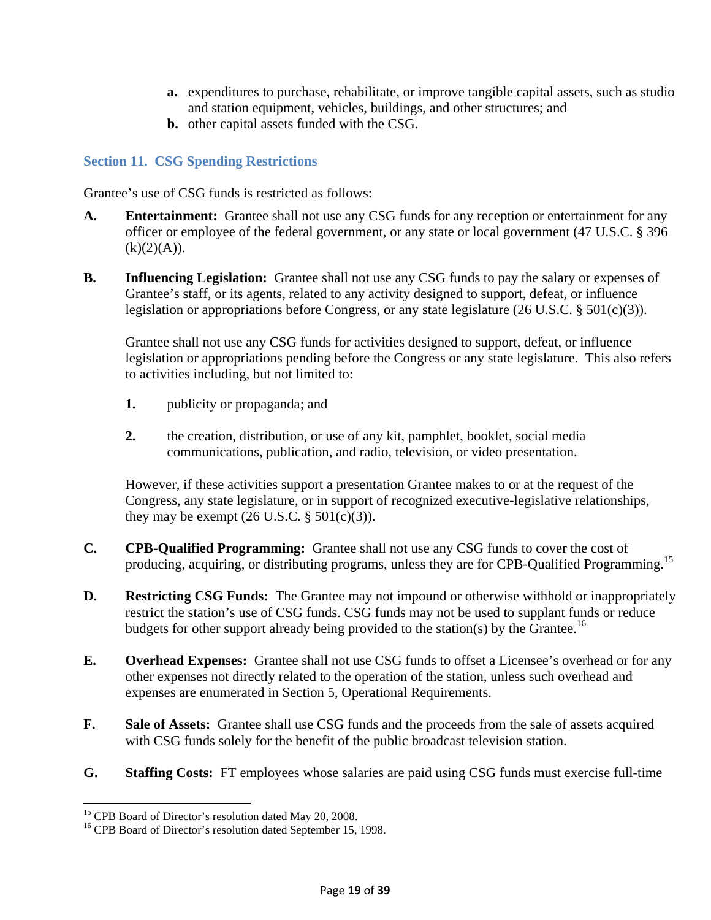- **a.** expenditures to purchase, rehabilitate, or improve tangible capital assets, such as studio and station equipment, vehicles, buildings, and other structures; and
   - **b.** other capital assets funded with the CSG.

### Section 11. CSG Spending Restrictions

Grantee's use of CSG funds is restricted as follows:

**A. Entertainment:** Grantee shall not use any CSG funds for any reception or entertainment for any officer or employee of the federal government, or any state or local government (47 U.S.C. § 396 (k)(2)(A)).

**B. Influencing Legislation:** Grantee shall not use any CSG funds to pay the salary or expenses of Grantee's staff, or its agents, related to any activity designed to support, defeat, or influence legislation or appropriations before Congress, or any state legislature (26 U.S.C. § 501(c)(3)).

Grantee shall not use any CSG funds for activities designed to support, defeat, or influence legislation or appropriations pending before the Congress or any state legislature. This also refers to activities including, but not limited to:

1. publicity or propaganda; and

2. the creation, distribution, or use of any kit, pamphlet, booklet, social media communications, publication, and radio, television, or video presentation.

However, if these activities support a presentation Grantee makes to or at the request of the Congress, any state legislature, or in support of recognized executive-legislative relationships, they may be exempt (26 U.S.C. § 501(c)(3)).

**C. CPB-Qualified Programming:** Grantee shall not use any CSG funds to cover the cost of producing, acquiring, or distributing programs, unless they are for CPB-Qualified Programming.[15]

**D. Restricting CSG Funds:** The Grantee may not impound or otherwise withhold or inappropriately restrict the station's use of CSG funds. CSG funds may not be used to supplant funds or reduce budgets for other support already being provided to the station(s) by the Grantee.[16]

**E. Overhead Expenses:** Grantee shall not use CSG funds to offset a Licensee's overhead or for any other expenses not directly related to the operation of the station, unless such overhead and expenses are enumerated in Section 5, Operational Requirements.

**F. Sale of Assets:** Grantee shall use CSG funds and the proceeds from the sale of assets acquired with CSG funds solely for the benefit of the public broadcast television station.

**G. Staffing Costs:** FT employees whose salaries are paid using CSG funds must exercise full-time

---

[15] CPB Board of Director's resolution dated May 20, 2008.

[16] CPB Board of Director's resolution dated September 15, 1998.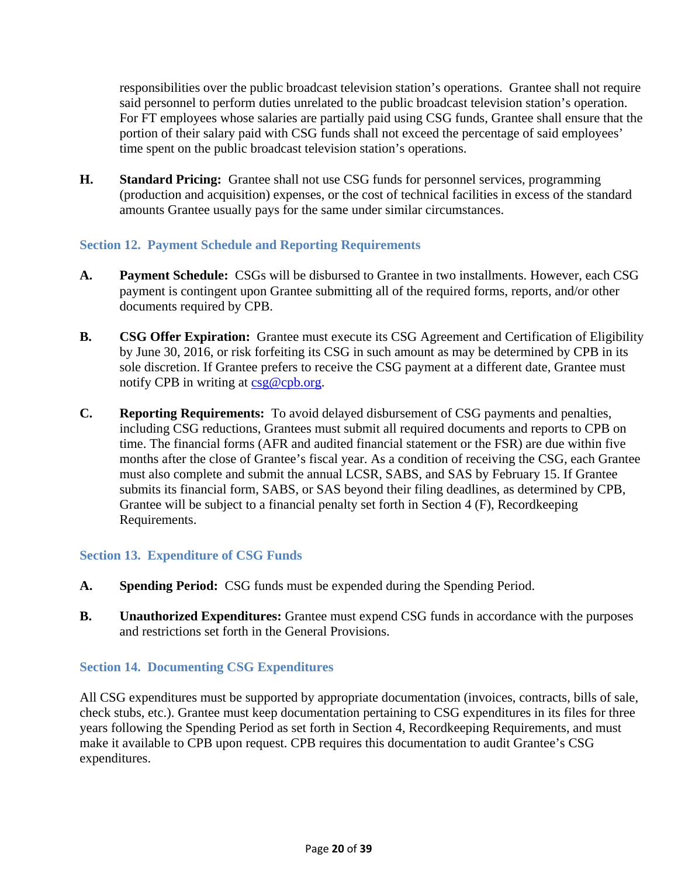responsibilities over the public broadcast television station's operations. Grantee shall not require said personnel to perform duties unrelated to the public broadcast television station's operation. For FT employees whose salaries are partially paid using CSG funds, Grantee shall ensure that the portion of their salary paid with CSG funds shall not exceed the percentage of said employees' time spent on the public broadcast television station's operations.

**H. Standard Pricing:** Grantee shall not use CSG funds for personnel services, programming (production and acquisition) expenses, or the cost of technical facilities in excess of the standard amounts Grantee usually pays for the same under similar circumstances.

### Section 12. Payment Schedule and Reporting Requirements

**A. Payment Schedule:** CSGs will be disbursed to Grantee in two installments. However, each CSG payment is contingent upon Grantee submitting all of the required forms, reports, and/or other documents required by CPB.

**B. CSG Offer Expiration:** Grantee must execute its CSG Agreement and Certification of Eligibility by June 30, 2016, or risk forfeiting its CSG in such amount as may be determined by CPB in its sole discretion. If Grantee prefers to receive the CSG payment at a different date, Grantee must notify CPB in writing at csg@cpb.org.

**C. Reporting Requirements:** To avoid delayed disbursement of CSG payments and penalties, including CSG reductions, Grantees must submit all required documents and reports to CPB on time. The financial forms (AFR and audited financial statement or the FSR) are due within five months after the close of Grantee's fiscal year. As a condition of receiving the CSG, each Grantee must also complete and submit the annual LCSR, SABS, and SAS by February 15. If Grantee submits its financial form, SABS, or SAS beyond their filing deadlines, as determined by CPB, Grantee will be subject to a financial penalty set forth in Section 4 (F), Recordkeeping Requirements.

### Section 13. Expenditure of CSG Funds

**A. Spending Period:** CSG funds must be expended during the Spending Period.

**B. Unauthorized Expenditures:** Grantee must expend CSG funds in accordance with the purposes and restrictions set forth in the General Provisions.

### Section 14. Documenting CSG Expenditures

All CSG expenditures must be supported by appropriate documentation (invoices, contracts, bills of sale, check stubs, etc.). Grantee must keep documentation pertaining to CSG expenditures in its files for three years following the Spending Period as set forth in Section 4, Recordkeeping Requirements, and must make it available to CPB upon request. CPB requires this documentation to audit Grantee's CSG expenditures.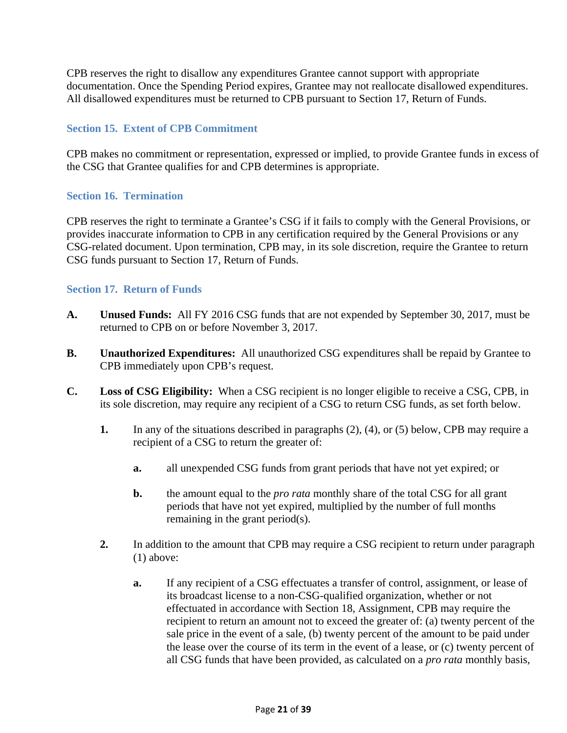CPB reserves the right to disallow any expenditures Grantee cannot support with appropriate documentation. Once the Spending Period expires, Grantee may not reallocate disallowed expenditures. All disallowed expenditures must be returned to CPB pursuant to Section 17, Return of Funds.

## Section 15. Extent of CPB Commitment

CPB makes no commitment or representation, expressed or implied, to provide Grantee funds in excess of the CSG that Grantee qualifies for and CPB determines is appropriate.

## Section 16. Termination

CPB reserves the right to terminate a Grantee's CSG if it fails to comply with the General Provisions, or provides inaccurate information to CPB in any certification required by the General Provisions or any CSG-related document. Upon termination, CPB may, in its sole discretion, require the Grantee to return CSG funds pursuant to Section 17, Return of Funds.

## Section 17. Return of Funds

**A.** **Unused Funds:** All FY 2016 CSG funds that are not expended by September 30, 2017, must be returned to CPB on or before November 3, 2017.

**B.** **Unauthorized Expenditures:** All unauthorized CSG expenditures shall be repaid by Grantee to CPB immediately upon CPB's request.

**C.** **Loss of CSG Eligibility:** When a CSG recipient is no longer eligible to receive a CSG, CPB, in its sole discretion, may require any recipient of a CSG to return CSG funds, as set forth below.

- **1.** In any of the situations described in paragraphs (2), (4), or (5) below, CPB may require a recipient of a CSG to return the greater of:

  - **a.** all unexpended CSG funds from grant periods that have not yet expired; or

  - **b.** the amount equal to the *pro rata* monthly share of the total CSG for all grant periods that have not yet expired, multiplied by the number of full months remaining in the grant period(s).

- **2.** In addition to the amount that CPB may require a CSG recipient to return under paragraph (1) above:

  - **a.** If any recipient of a CSG effectuates a transfer of control, assignment, or lease of its broadcast license to a non-CSG-qualified organization, whether or not effectuated in accordance with Section 18, Assignment, CPB may require the recipient to return an amount not to exceed the greater of: (a) twenty percent of the sale price in the event of a sale, (b) twenty percent of the amount to be paid under the lease over the course of its term in the event of a lease, or (c) twenty percent of all CSG funds that have been provided, as calculated on a *pro rata* monthly basis,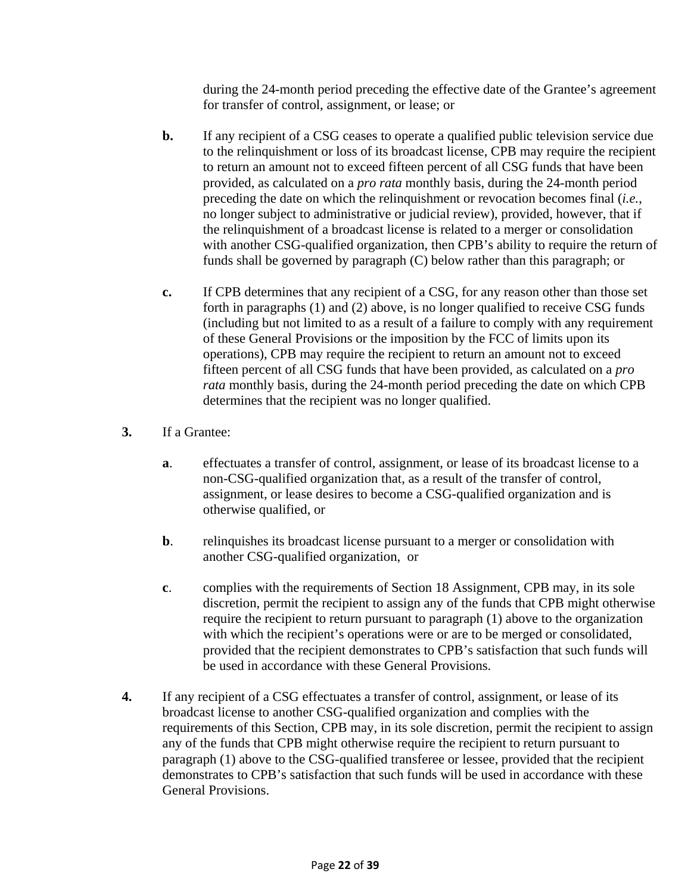during the 24-month period preceding the effective date of the Grantee's agreement for transfer of control, assignment, or lease; or

**b.** If any recipient of a CSG ceases to operate a qualified public television service due to the relinquishment or loss of its broadcast license, CPB may require the recipient to return an amount not to exceed fifteen percent of all CSG funds that have been provided, as calculated on a *pro rata* monthly basis, during the 24-month period preceding the date on which the relinquishment or revocation becomes final (*i.e.*, no longer subject to administrative or judicial review), provided, however, that if the relinquishment of a broadcast license is related to a merger or consolidation with another CSG-qualified organization, then CPB's ability to require the return of funds shall be governed by paragraph (C) below rather than this paragraph; or

**c.** If CPB determines that any recipient of a CSG, for any reason other than those set forth in paragraphs (1) and (2) above, is no longer qualified to receive CSG funds (including but not limited to as a result of a failure to comply with any requirement of these General Provisions or the imposition by the FCC of limits upon its operations), CPB may require the recipient to return an amount not to exceed fifteen percent of all CSG funds that have been provided, as calculated on a *pro rata* monthly basis, during the 24-month period preceding the date on which CPB determines that the recipient was no longer qualified.

**3.** If a Grantee:

**a**. effectuates a transfer of control, assignment, or lease of its broadcast license to a non-CSG-qualified organization that, as a result of the transfer of control, assignment, or lease desires to become a CSG-qualified organization and is otherwise qualified, or

**b**. relinquishes its broadcast license pursuant to a merger or consolidation with another CSG-qualified organization, or

**c**. complies with the requirements of Section 18 Assignment, CPB may, in its sole discretion, permit the recipient to assign any of the funds that CPB might otherwise require the recipient to return pursuant to paragraph (1) above to the organization with which the recipient's operations were or are to be merged or consolidated, provided that the recipient demonstrates to CPB's satisfaction that such funds will be used in accordance with these General Provisions.

**4.** If any recipient of a CSG effectuates a transfer of control, assignment, or lease of its broadcast license to another CSG-qualified organization and complies with the requirements of this Section, CPB may, in its sole discretion, permit the recipient to assign any of the funds that CPB might otherwise require the recipient to return pursuant to paragraph (1) above to the CSG-qualified transferee or lessee, provided that the recipient demonstrates to CPB's satisfaction that such funds will be used in accordance with these General Provisions.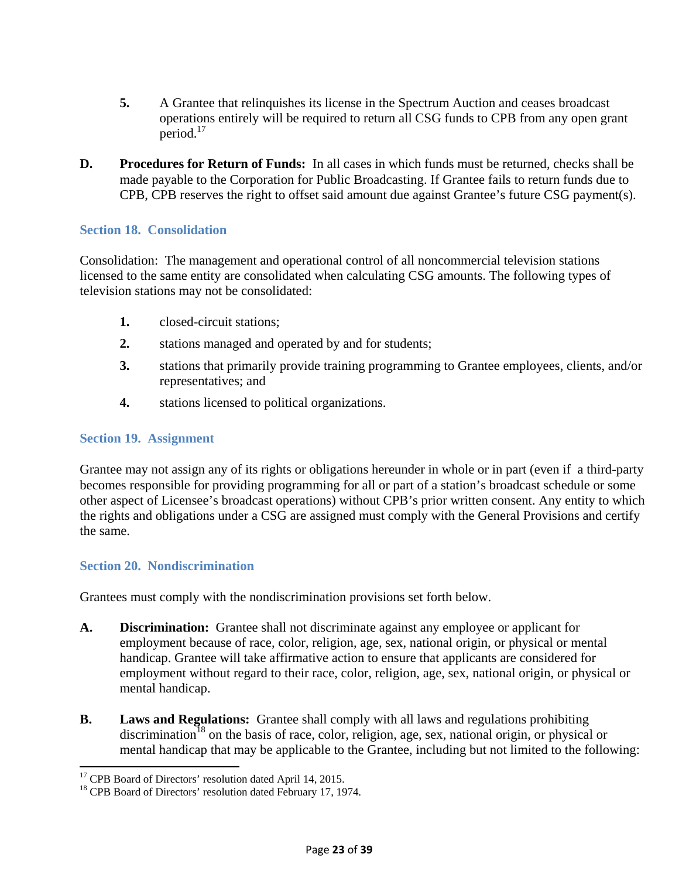5. A Grantee that relinquishes its license in the Spectrum Auction and ceases broadcast operations entirely will be required to return all CSG funds to CPB from any open grant period.[17]

**D. Procedures for Return of Funds:** In all cases in which funds must be returned, checks shall be made payable to the Corporation for Public Broadcasting. If Grantee fails to return funds due to CPB, CPB reserves the right to offset said amount due against Grantee's future CSG payment(s).

## Section 18. Consolidation

Consolidation: The management and operational control of all noncommercial television stations licensed to the same entity are consolidated when calculating CSG amounts. The following types of television stations may not be consolidated:

1. closed-circuit stations;
2. stations managed and operated by and for students;
3. stations that primarily provide training programming to Grantee employees, clients, and/or representatives; and
4. stations licensed to political organizations.

## Section 19. Assignment

Grantee may not assign any of its rights or obligations hereunder in whole or in part (even if a third-party becomes responsible for providing programming for all or part of a station's broadcast schedule or some other aspect of Licensee's broadcast operations) without CPB's prior written consent. Any entity to which the rights and obligations under a CSG are assigned must comply with the General Provisions and certify the same.

## Section 20. Nondiscrimination

Grantees must comply with the nondiscrimination provisions set forth below.

**A. Discrimination:** Grantee shall not discriminate against any employee or applicant for employment because of race, color, religion, age, sex, national origin, or physical or mental handicap. Grantee will take affirmative action to ensure that applicants are considered for employment without regard to their race, color, religion, age, sex, national origin, or physical or mental handicap.

**B. Laws and Regulations:** Grantee shall comply with all laws and regulations prohibiting discrimination[18] on the basis of race, color, religion, age, sex, national origin, or physical or mental handicap that may be applicable to the Grantee, including but not limited to the following:

---

[17] CPB Board of Directors' resolution dated April 14, 2015.

[18] CPB Board of Directors' resolution dated February 17, 1974.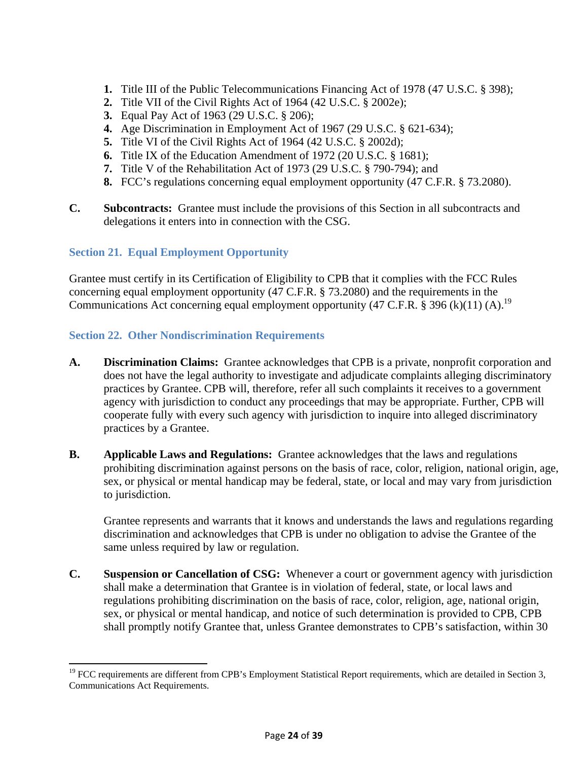1. Title III of the Public Telecommunications Financing Act of 1978 (47 U.S.C. § 398);
2. Title VII of the Civil Rights Act of 1964 (42 U.S.C. § 2002e);
3. Equal Pay Act of 1963 (29 U.S.C. § 206);
4. Age Discrimination in Employment Act of 1967 (29 U.S.C. § 621-634);
5. Title VI of the Civil Rights Act of 1964 (42 U.S.C. § 2002d);
6. Title IX of the Education Amendment of 1972 (20 U.S.C. § 1681);
7. Title V of the Rehabilitation Act of 1973 (29 U.S.C. § 790-794); and
8. FCC's regulations concerning equal employment opportunity (47 C.F.R. § 73.2080).

**C. Subcontracts:** Grantee must include the provisions of this Section in all subcontracts and delegations it enters into in connection with the CSG.

## Section 21. Equal Employment Opportunity

Grantee must certify in its Certification of Eligibility to CPB that it complies with the FCC Rules concerning equal employment opportunity (47 C.F.R. § 73.2080) and the requirements in the Communications Act concerning equal employment opportunity (47 C.F.R. § 396 (k)(11) (A).[19]

## Section 22. Other Nondiscrimination Requirements

**A. Discrimination Claims:** Grantee acknowledges that CPB is a private, nonprofit corporation and does not have the legal authority to investigate and adjudicate complaints alleging discriminatory practices by Grantee. CPB will, therefore, refer all such complaints it receives to a government agency with jurisdiction to conduct any proceedings that may be appropriate. Further, CPB will cooperate fully with every such agency with jurisdiction to inquire into alleged discriminatory practices by a Grantee.

**B. Applicable Laws and Regulations:** Grantee acknowledges that the laws and regulations prohibiting discrimination against persons on the basis of race, color, religion, national origin, age, sex, or physical or mental handicap may be federal, state, or local and may vary from jurisdiction to jurisdiction.

Grantee represents and warrants that it knows and understands the laws and regulations regarding discrimination and acknowledges that CPB is under no obligation to advise the Grantee of the same unless required by law or regulation.

**C. Suspension or Cancellation of CSG:** Whenever a court or government agency with jurisdiction shall make a determination that Grantee is in violation of federal, state, or local laws and regulations prohibiting discrimination on the basis of race, color, religion, age, national origin, sex, or physical or mental handicap, and notice of such determination is provided to CPB, CPB shall promptly notify Grantee that, unless Grantee demonstrates to CPB's satisfaction, within 30

---

[19] FCC requirements are different from CPB's Employment Statistical Report requirements, which are detailed in Section 3, Communications Act Requirements.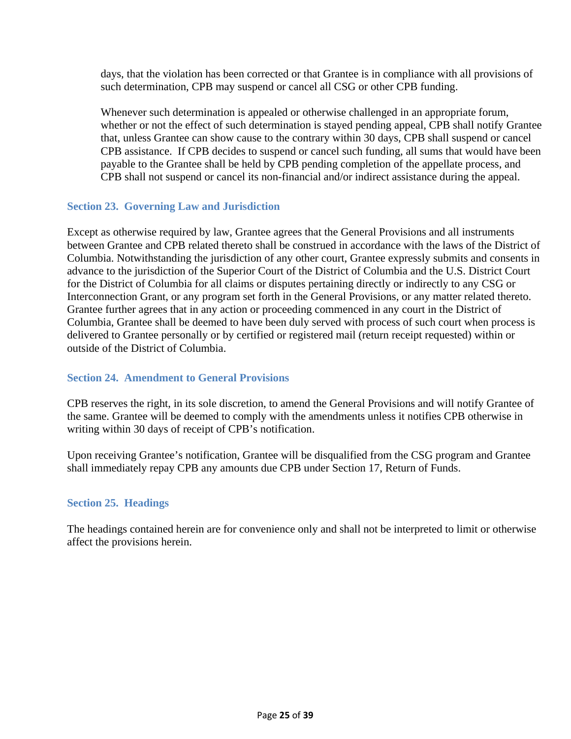days, that the violation has been corrected or that Grantee is in compliance with all provisions of such determination, CPB may suspend or cancel all CSG or other CPB funding.

Whenever such determination is appealed or otherwise challenged in an appropriate forum, whether or not the effect of such determination is stayed pending appeal, CPB shall notify Grantee that, unless Grantee can show cause to the contrary within 30 days, CPB shall suspend or cancel CPB assistance. If CPB decides to suspend or cancel such funding, all sums that would have been payable to the Grantee shall be held by CPB pending completion of the appellate process, and CPB shall not suspend or cancel its non-financial and/or indirect assistance during the appeal.

### Section 23. Governing Law and Jurisdiction

Except as otherwise required by law, Grantee agrees that the General Provisions and all instruments between Grantee and CPB related thereto shall be construed in accordance with the laws of the District of Columbia. Notwithstanding the jurisdiction of any other court, Grantee expressly submits and consents in advance to the jurisdiction of the Superior Court of the District of Columbia and the U.S. District Court for the District of Columbia for all claims or disputes pertaining directly or indirectly to any CSG or Interconnection Grant, or any program set forth in the General Provisions, or any matter related thereto. Grantee further agrees that in any action or proceeding commenced in any court in the District of Columbia, Grantee shall be deemed to have been duly served with process of such court when process is delivered to Grantee personally or by certified or registered mail (return receipt requested) within or outside of the District of Columbia.

### Section 24. Amendment to General Provisions

CPB reserves the right, in its sole discretion, to amend the General Provisions and will notify Grantee of the same. Grantee will be deemed to comply with the amendments unless it notifies CPB otherwise in writing within 30 days of receipt of CPB's notification.

Upon receiving Grantee's notification, Grantee will be disqualified from the CSG program and Grantee shall immediately repay CPB any amounts due CPB under Section 17, Return of Funds.

### Section 25. Headings

The headings contained herein are for convenience only and shall not be interpreted to limit or otherwise affect the provisions herein.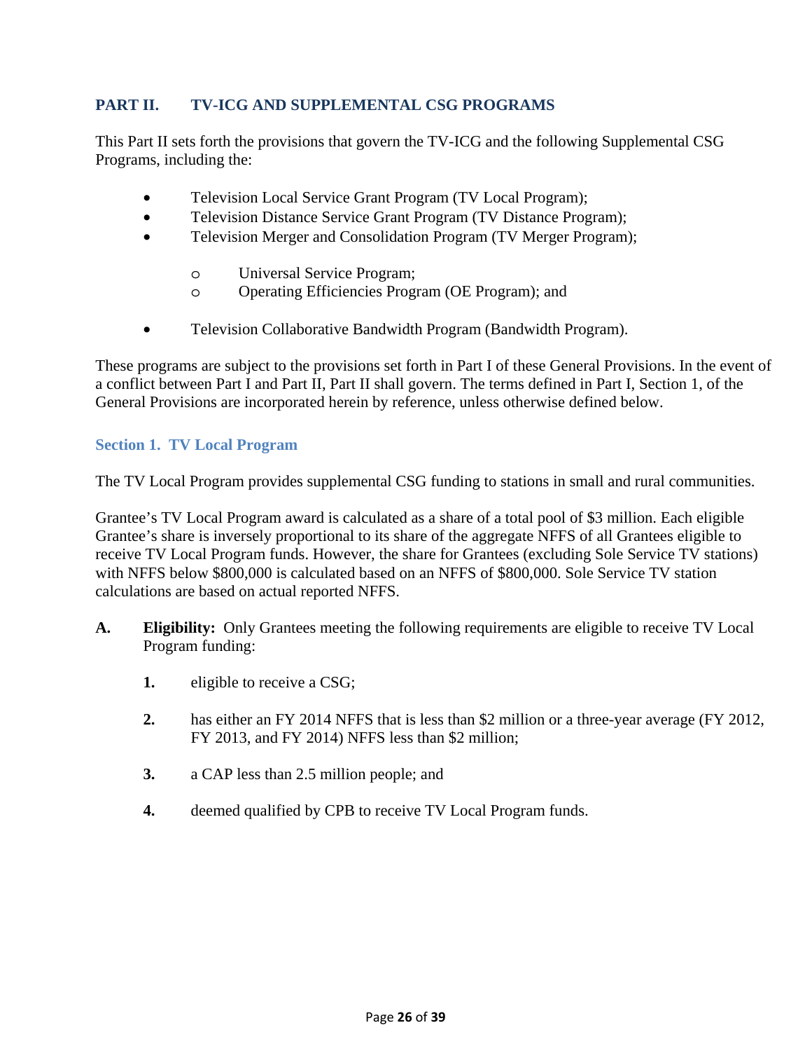## PART II. TV-ICG AND SUPPLEMENTAL CSG PROGRAMS

This Part II sets forth the provisions that govern the TV-ICG and the following Supplemental CSG Programs, including the:

- Television Local Service Grant Program (TV Local Program);
- Television Distance Service Grant Program (TV Distance Program);
- Television Merger and Consolidation Program (TV Merger Program);
    - Universal Service Program;
    - Operating Efficiencies Program (OE Program); and
- Television Collaborative Bandwidth Program (Bandwidth Program).

These programs are subject to the provisions set forth in Part I of these General Provisions. In the event of a conflict between Part I and Part II, Part II shall govern. The terms defined in Part I, Section 1, of the General Provisions are incorporated herein by reference, unless otherwise defined below.

### Section 1. TV Local Program

The TV Local Program provides supplemental CSG funding to stations in small and rural communities.

Grantee's TV Local Program award is calculated as a share of a total pool of $3 million. Each eligible Grantee's share is inversely proportional to its share of the aggregate NFFS of all Grantees eligible to receive TV Local Program funds. However, the share for Grantees (excluding Sole Service TV stations) with NFFS below $800,000 is calculated based on an NFFS of $800,000. Sole Service TV station calculations are based on actual reported NFFS.

**A. Eligibility:** Only Grantees meeting the following requirements are eligible to receive TV Local Program funding:

1. eligible to receive a CSG;
2. has either an FY 2014 NFFS that is less than $2 million or a three-year average (FY 2012, FY 2013, and FY 2014) NFFS less than $2 million;
3. a CAP less than 2.5 million people; and
4. deemed qualified by CPB to receive TV Local Program funds.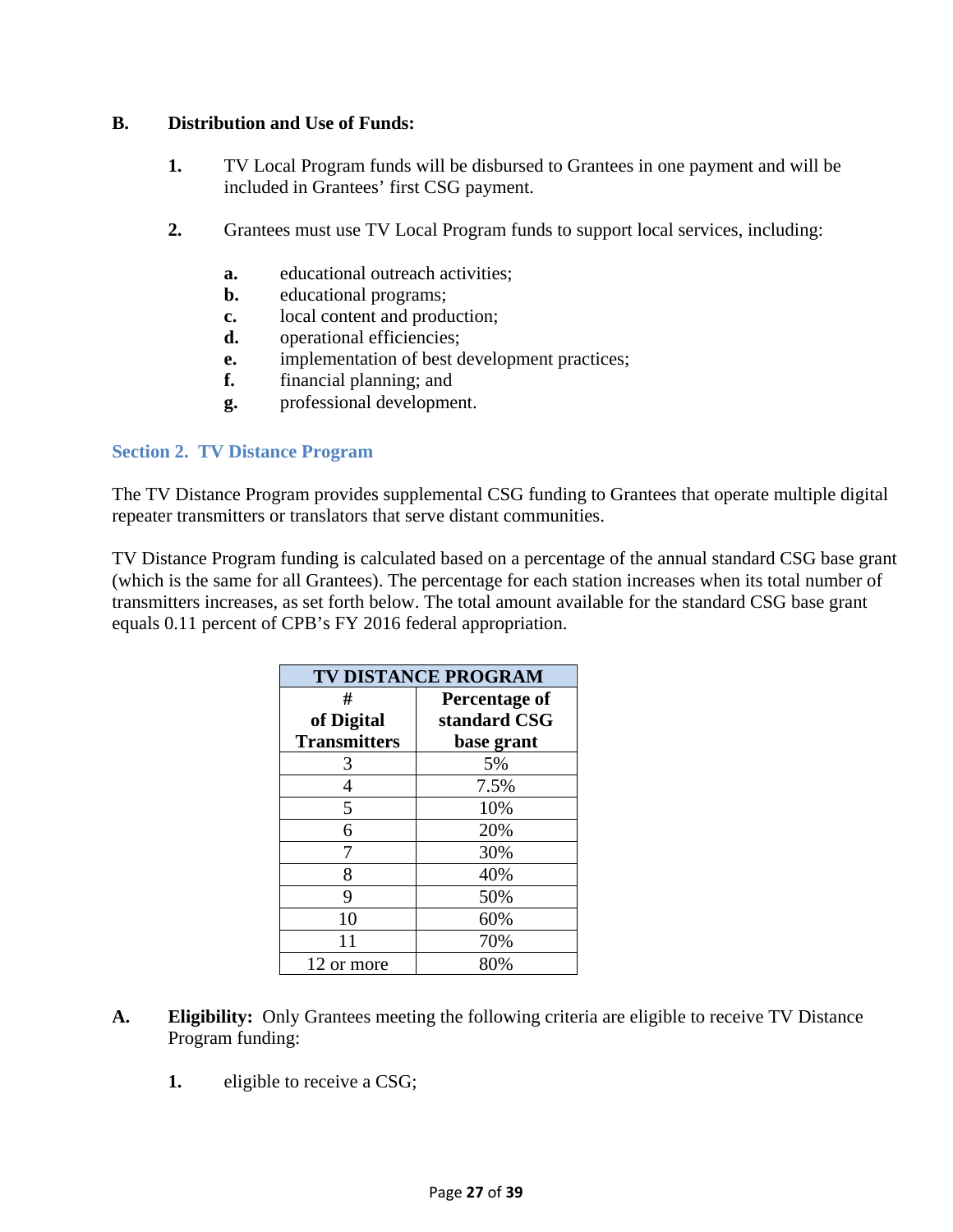**B. Distribution and Use of Funds:**

**1.** TV Local Program funds will be disbursed to Grantees in one payment and will be included in Grantees' first CSG payment.

**2.** Grantees must use TV Local Program funds to support local services, including:

**a.** educational outreach activities;
**b.** educational programs;
**c.** local content and production;
**d.** operational efficiencies;
**e.** implementation of best development practices;
**f.** financial planning; and
**g.** professional development.

## Section 2. TV Distance Program

The TV Distance Program provides supplemental CSG funding to Grantees that operate multiple digital repeater transmitters or translators that serve distant communities.

TV Distance Program funding is calculated based on a percentage of the annual standard CSG base grant (which is the same for all Grantees). The percentage for each station increases when its total number of transmitters increases, as set forth below. The total amount available for the standard CSG base grant equals 0.11 percent of CPB's FY 2016 federal appropriation.

| TV DISTANCE PROGRAM | |
|---|---|
| **# of Digital Transmitters** | **Percentage of standard CSG base grant** |
| 3 | 5% |
| 4 | 7.5% |
| 5 | 10% |
| 6 | 20% |
| 7 | 30% |
| 8 | 40% |
| 9 | 50% |
| 10 | 60% |
| 11 | 70% |
| 12 or more | 80% |

**A. Eligibility:** Only Grantees meeting the following criteria are eligible to receive TV Distance Program funding:

**1.** eligible to receive a CSG;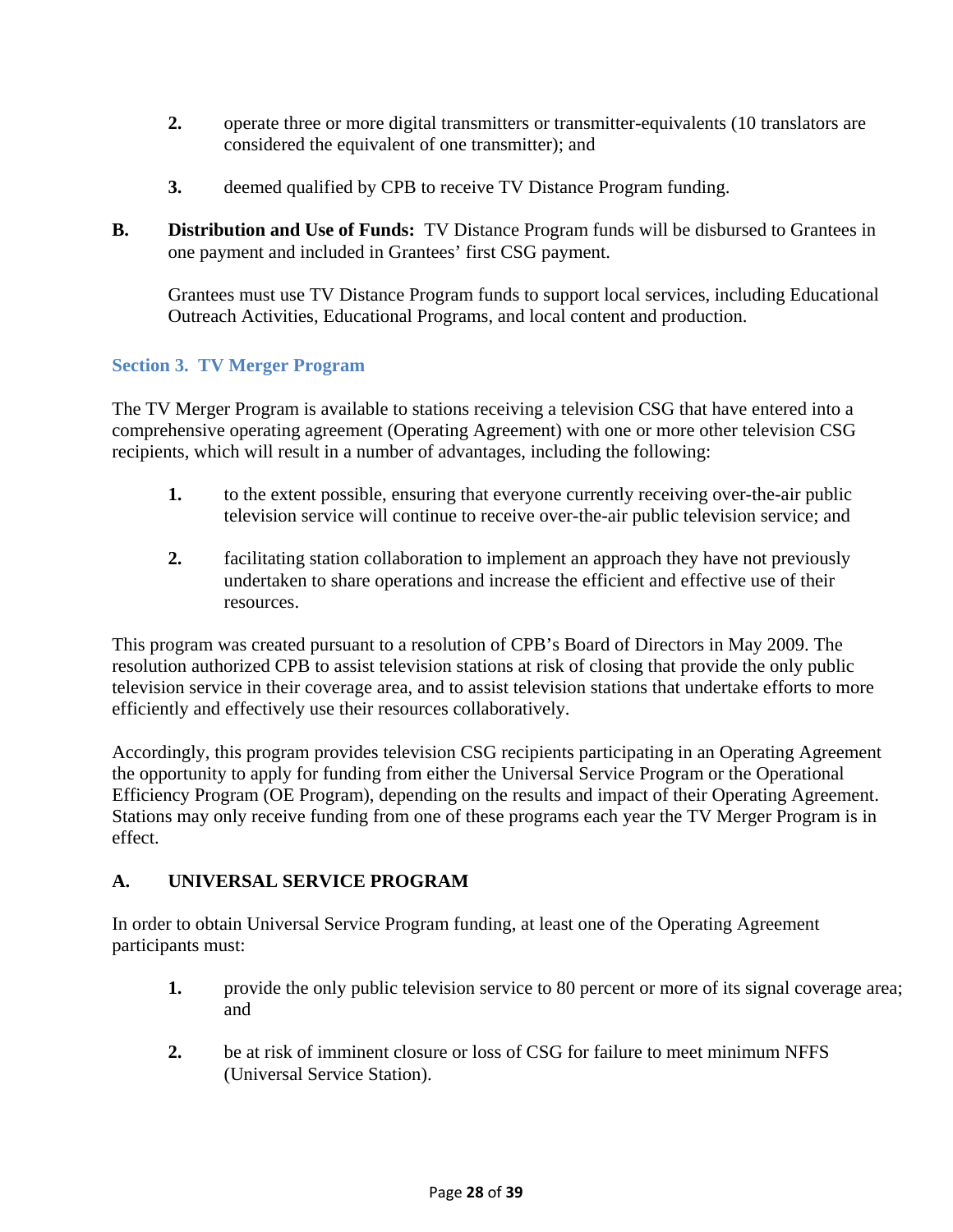2. operate three or more digital transmitters or transmitter-equivalents (10 translators are considered the equivalent of one transmitter); and

3. deemed qualified by CPB to receive TV Distance Program funding.

**B. Distribution and Use of Funds:** TV Distance Program funds will be disbursed to Grantees in one payment and included in Grantees' first CSG payment.

Grantees must use TV Distance Program funds to support local services, including Educational Outreach Activities, Educational Programs, and local content and production.

### Section 3. TV Merger Program

The TV Merger Program is available to stations receiving a television CSG that have entered into a comprehensive operating agreement (Operating Agreement) with one or more other television CSG recipients, which will result in a number of advantages, including the following:

1. to the extent possible, ensuring that everyone currently receiving over-the-air public television service will continue to receive over-the-air public television service; and

2. facilitating station collaboration to implement an approach they have not previously undertaken to share operations and increase the efficient and effective use of their resources.

This program was created pursuant to a resolution of CPB's Board of Directors in May 2009. The resolution authorized CPB to assist television stations at risk of closing that provide the only public television service in their coverage area, and to assist television stations that undertake efforts to more efficiently and effectively use their resources collaboratively.

Accordingly, this program provides television CSG recipients participating in an Operating Agreement the opportunity to apply for funding from either the Universal Service Program or the Operational Efficiency Program (OE Program), depending on the results and impact of their Operating Agreement. Stations may only receive funding from one of these programs each year the TV Merger Program is in effect.

#### A. UNIVERSAL SERVICE PROGRAM

In order to obtain Universal Service Program funding, at least one of the Operating Agreement participants must:

1. provide the only public television service to 80 percent or more of its signal coverage area; and

2. be at risk of imminent closure or loss of CSG for failure to meet minimum NFFS (Universal Service Station).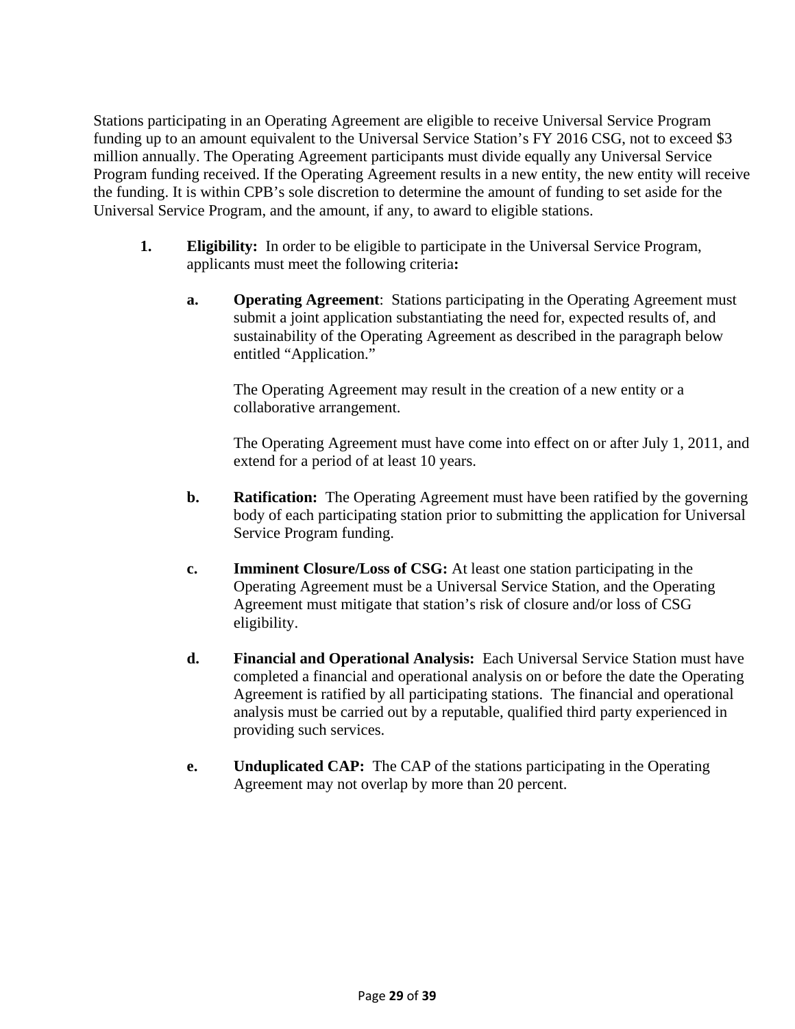Stations participating in an Operating Agreement are eligible to receive Universal Service Program funding up to an amount equivalent to the Universal Service Station's FY 2016 CSG, not to exceed $3 million annually. The Operating Agreement participants must divide equally any Universal Service Program funding received. If the Operating Agreement results in a new entity, the new entity will receive the funding. It is within CPB's sole discretion to determine the amount of funding to set aside for the Universal Service Program, and the amount, if any, to award to eligible stations.

1. **Eligibility:** In order to be eligible to participate in the Universal Service Program, applicants must meet the following criteria**:**

   a. **Operating Agreement**: Stations participating in the Operating Agreement must submit a joint application substantiating the need for, expected results of, and sustainability of the Operating Agreement as described in the paragraph below entitled "Application."

      The Operating Agreement may result in the creation of a new entity or a collaborative arrangement.

      The Operating Agreement must have come into effect on or after July 1, 2011, and extend for a period of at least 10 years.

   b. **Ratification:** The Operating Agreement must have been ratified by the governing body of each participating station prior to submitting the application for Universal Service Program funding.

   c. **Imminent Closure/Loss of CSG:** At least one station participating in the Operating Agreement must be a Universal Service Station, and the Operating Agreement must mitigate that station's risk of closure and/or loss of CSG eligibility.

   d. **Financial and Operational Analysis:** Each Universal Service Station must have completed a financial and operational analysis on or before the date the Operating Agreement is ratified by all participating stations. The financial and operational analysis must be carried out by a reputable, qualified third party experienced in providing such services.

   e. **Unduplicated CAP:** The CAP of the stations participating in the Operating Agreement may not overlap by more than 20 percent.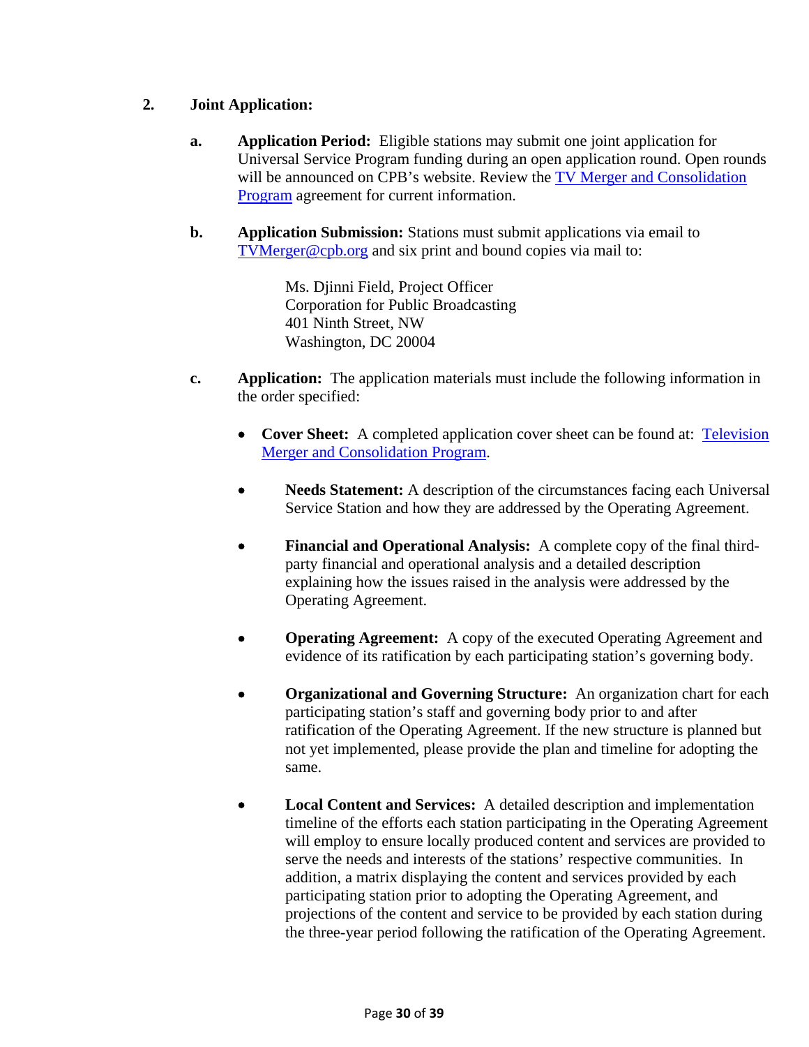2. **Joint Application:**

   a. **Application Period:** Eligible stations may submit one joint application for Universal Service Program funding during an open application round. Open rounds will be announced on CPB's website. Review the TV Merger and Consolidation Program agreement for current information.

   b. **Application Submission:** Stations must submit applications via email to TVMerger@cpb.org and six print and bound copies via mail to:

      Ms. Djinni Field, Project Officer
      Corporation for Public Broadcasting
      401 Ninth Street, NW
      Washington, DC 20004

   c. **Application:** The application materials must include the following information in the order specified:

      - **Cover Sheet:** A completed application cover sheet can be found at: Television Merger and Consolidation Program.

      - **Needs Statement:** A description of the circumstances facing each Universal Service Station and how they are addressed by the Operating Agreement.

      - **Financial and Operational Analysis:** A complete copy of the final third-party financial and operational analysis and a detailed description explaining how the issues raised in the analysis were addressed by the Operating Agreement.

      - **Operating Agreement:** A copy of the executed Operating Agreement and evidence of its ratification by each participating station's governing body.

      - **Organizational and Governing Structure:** An organization chart for each participating station's staff and governing body prior to and after ratification of the Operating Agreement. If the new structure is planned but not yet implemented, please provide the plan and timeline for adopting the same.

      - **Local Content and Services:** A detailed description and implementation timeline of the efforts each station participating in the Operating Agreement will employ to ensure locally produced content and services are provided to serve the needs and interests of the stations' respective communities. In addition, a matrix displaying the content and services provided by each participating station prior to adopting the Operating Agreement, and projections of the content and service to be provided by each station during the three-year period following the ratification of the Operating Agreement.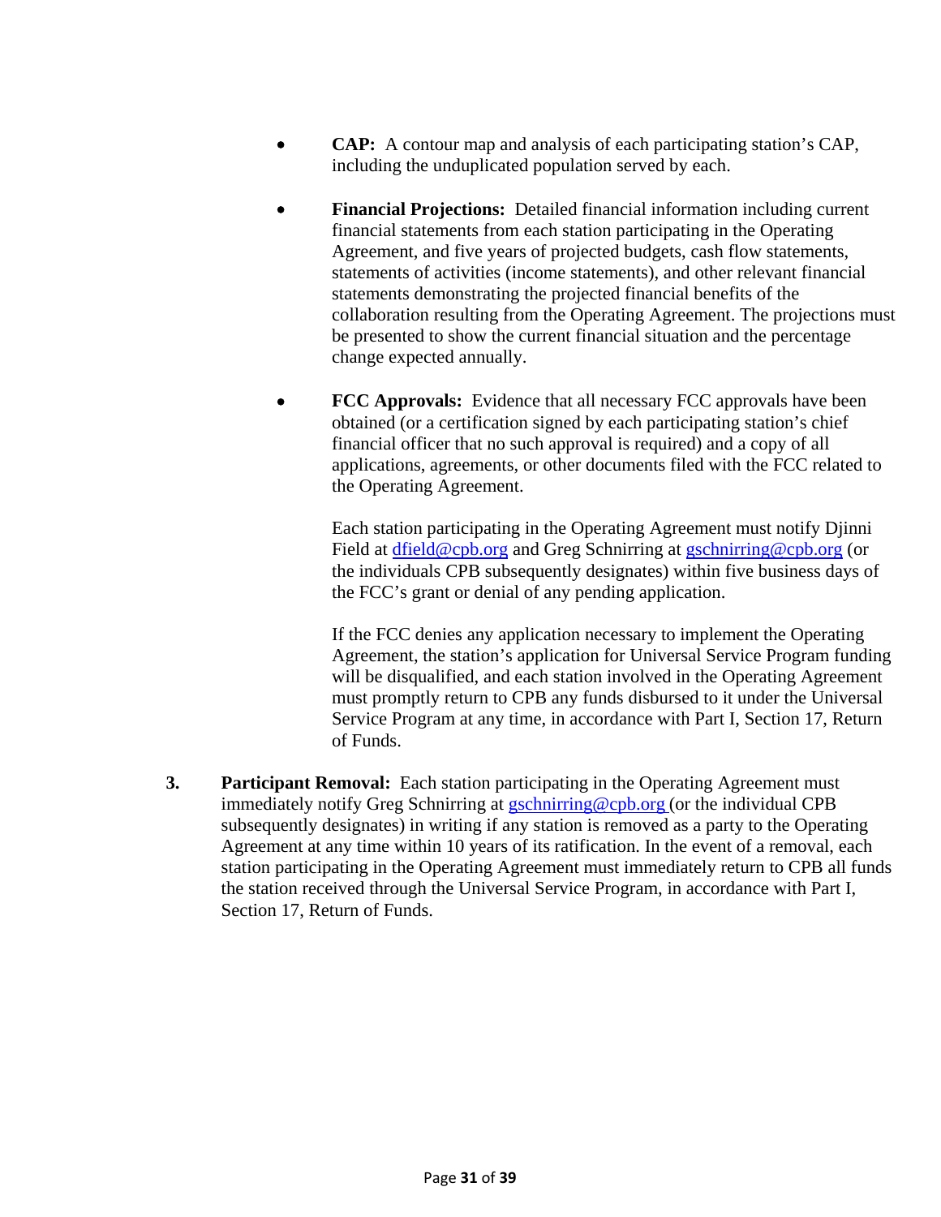- **CAP:** A contour map and analysis of each participating station's CAP, including the unduplicated population served by each.

- **Financial Projections:** Detailed financial information including current financial statements from each station participating in the Operating Agreement, and five years of projected budgets, cash flow statements, statements of activities (income statements), and other relevant financial statements demonstrating the projected financial benefits of the collaboration resulting from the Operating Agreement. The projections must be presented to show the current financial situation and the percentage change expected annually.

- **FCC Approvals:** Evidence that all necessary FCC approvals have been obtained (or a certification signed by each participating station's chief financial officer that no such approval is required) and a copy of all applications, agreements, or other documents filed with the FCC related to the Operating Agreement.

  Each station participating in the Operating Agreement must notify Djinni Field at dfield@cpb.org and Greg Schnirring at gschnirring@cpb.org (or the individuals CPB subsequently designates) within five business days of the FCC's grant or denial of any pending application.

  If the FCC denies any application necessary to implement the Operating Agreement, the station's application for Universal Service Program funding will be disqualified, and each station involved in the Operating Agreement must promptly return to CPB any funds disbursed to it under the Universal Service Program at any time, in accordance with Part I, Section 17, Return of Funds.

3. **Participant Removal:** Each station participating in the Operating Agreement must immediately notify Greg Schnirring at gschnirring@cpb.org (or the individual CPB subsequently designates) in writing if any station is removed as a party to the Operating Agreement at any time within 10 years of its ratification. In the event of a removal, each station participating in the Operating Agreement must immediately return to CPB all funds the station received through the Universal Service Program, in accordance with Part I, Section 17, Return of Funds.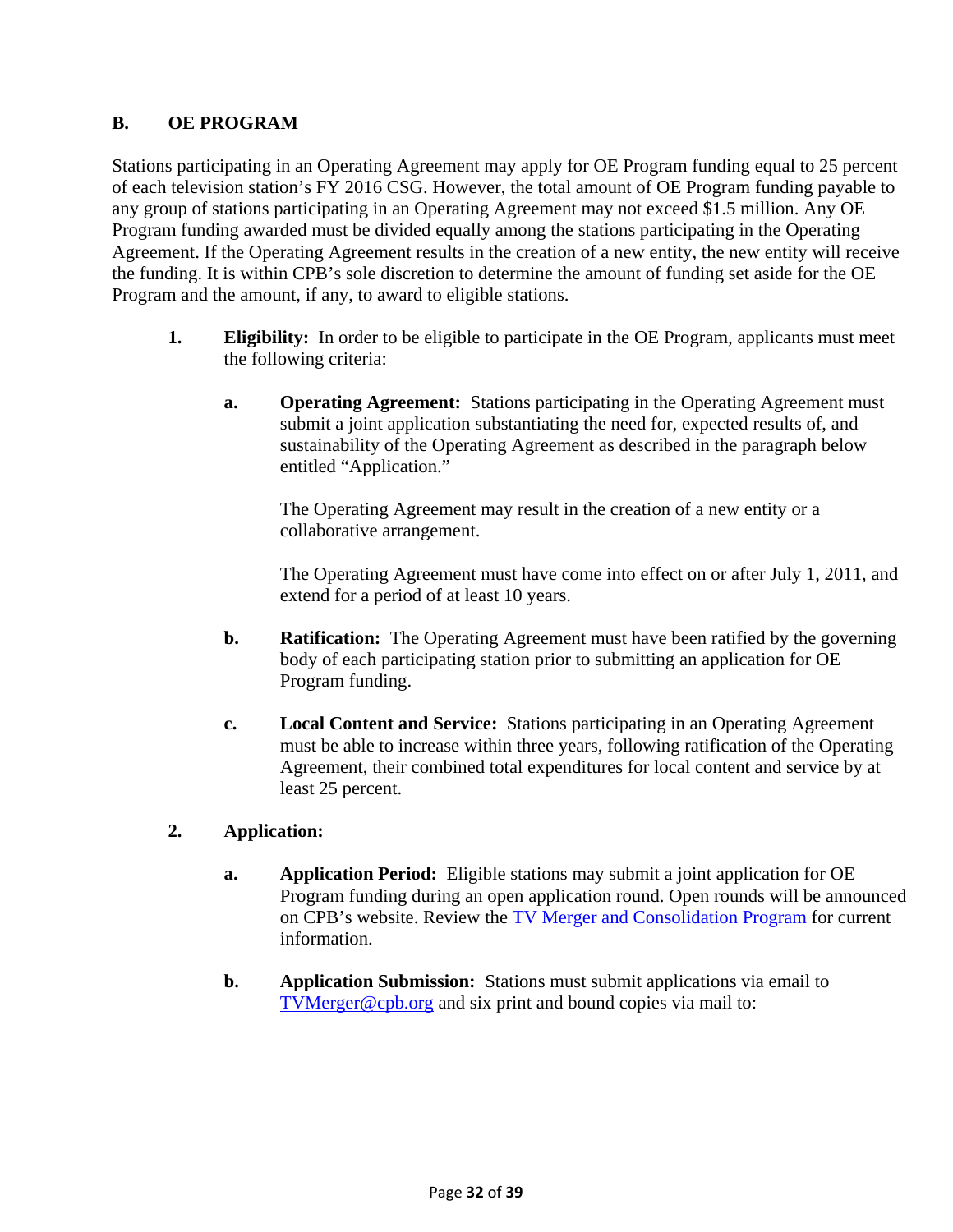## B. OE PROGRAM

Stations participating in an Operating Agreement may apply for OE Program funding equal to 25 percent of each television station's FY 2016 CSG. However, the total amount of OE Program funding payable to any group of stations participating in an Operating Agreement may not exceed $1.5 million. Any OE Program funding awarded must be divided equally among the stations participating in the Operating Agreement. If the Operating Agreement results in the creation of a new entity, the new entity will receive the funding. It is within CPB's sole discretion to determine the amount of funding set aside for the OE Program and the amount, if any, to award to eligible stations.

1. **Eligibility:** In order to be eligible to participate in the OE Program, applicants must meet the following criteria:

   a. **Operating Agreement:** Stations participating in the Operating Agreement must submit a joint application substantiating the need for, expected results of, and sustainability of the Operating Agreement as described in the paragraph below entitled "Application."

      The Operating Agreement may result in the creation of a new entity or a collaborative arrangement.

      The Operating Agreement must have come into effect on or after July 1, 2011, and extend for a period of at least 10 years.

   b. **Ratification:** The Operating Agreement must have been ratified by the governing body of each participating station prior to submitting an application for OE Program funding.

   c. **Local Content and Service:** Stations participating in an Operating Agreement must be able to increase within three years, following ratification of the Operating Agreement, their combined total expenditures for local content and service by at least 25 percent.

2. **Application:**

   a. **Application Period:** Eligible stations may submit a joint application for OE Program funding during an open application round. Open rounds will be announced on CPB's website. Review the [TV Merger and Consolidation Program]() for current information.

   b. **Application Submission:** Stations must submit applications via email to [TVMerger@cpb.org](mailto:TVMerger@cpb.org) and six print and bound copies via mail to: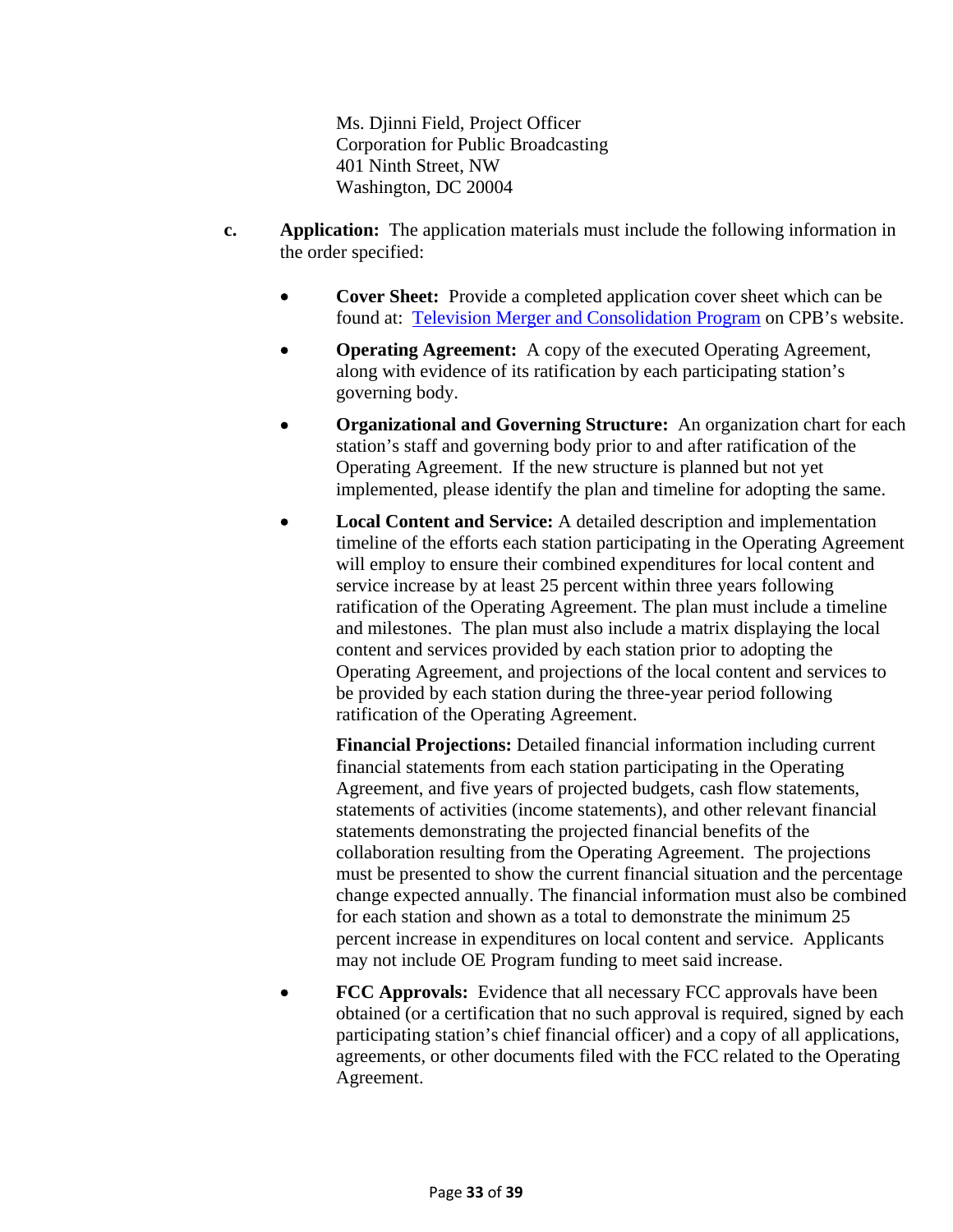Ms. Djinni Field, Project Officer
Corporation for Public Broadcasting
401 Ninth Street, NW
Washington, DC 20004

c. **Application:** The application materials must include the following information in the order specified:

- **Cover Sheet:** Provide a completed application cover sheet which can be found at: [Television Merger and Consolidation Program]() on CPB's website.
- **Operating Agreement:** A copy of the executed Operating Agreement, along with evidence of its ratification by each participating station's governing body.
- **Organizational and Governing Structure:** An organization chart for each station's staff and governing body prior to and after ratification of the Operating Agreement. If the new structure is planned but not yet implemented, please identify the plan and timeline for adopting the same.
- **Local Content and Service:** A detailed description and implementation timeline of the efforts each station participating in the Operating Agreement will employ to ensure their combined expenditures for local content and service increase by at least 25 percent within three years following ratification of the Operating Agreement. The plan must include a timeline and milestones. The plan must also include a matrix displaying the local content and services provided by each station prior to adopting the Operating Agreement, and projections of the local content and services to be provided by each station during the three-year period following ratification of the Operating Agreement.

  **Financial Projections:** Detailed financial information including current financial statements from each station participating in the Operating Agreement, and five years of projected budgets, cash flow statements, statements of activities (income statements), and other relevant financial statements demonstrating the projected financial benefits of the collaboration resulting from the Operating Agreement. The projections must be presented to show the current financial situation and the percentage change expected annually. The financial information must also be combined for each station and shown as a total to demonstrate the minimum 25 percent increase in expenditures on local content and service. Applicants may not include OE Program funding to meet said increase.
- **FCC Approvals:** Evidence that all necessary FCC approvals have been obtained (or a certification that no such approval is required, signed by each participating station's chief financial officer) and a copy of all applications, agreements, or other documents filed with the FCC related to the Operating Agreement.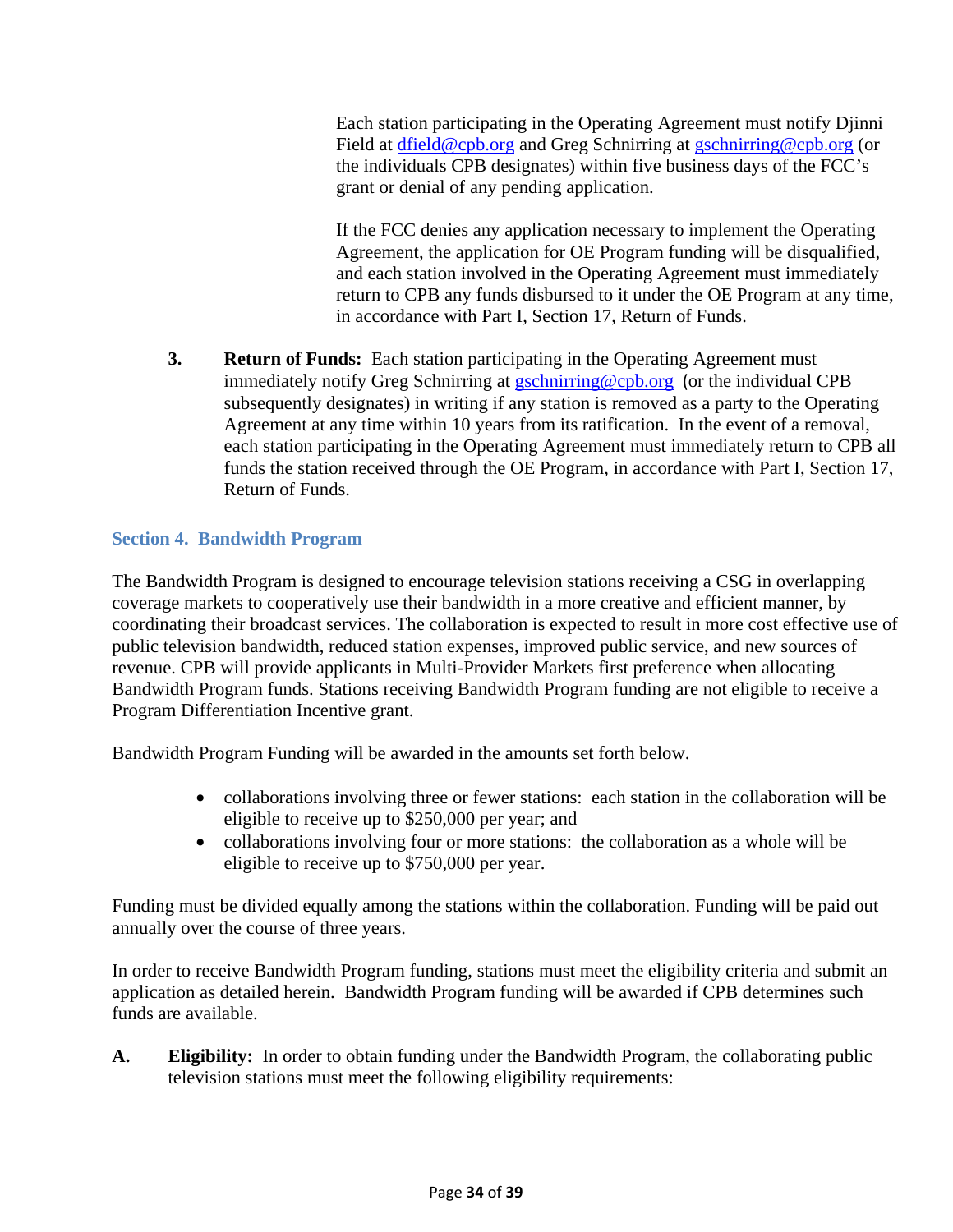Each station participating in the Operating Agreement must notify Djinni Field at dfield@cpb.org and Greg Schnirring at gschnirring@cpb.org (or the individuals CPB designates) within five business days of the FCC's grant or denial of any pending application.

If the FCC denies any application necessary to implement the Operating Agreement, the application for OE Program funding will be disqualified, and each station involved in the Operating Agreement must immediately return to CPB any funds disbursed to it under the OE Program at any time, in accordance with Part I, Section 17, Return of Funds.

3. **Return of Funds:** Each station participating in the Operating Agreement must immediately notify Greg Schnirring at gschnirring@cpb.org (or the individual CPB subsequently designates) in writing if any station is removed as a party to the Operating Agreement at any time within 10 years from its ratification. In the event of a removal, each station participating in the Operating Agreement must immediately return to CPB all funds the station received through the OE Program, in accordance with Part I, Section 17, Return of Funds.

### Section 4. Bandwidth Program

The Bandwidth Program is designed to encourage television stations receiving a CSG in overlapping coverage markets to cooperatively use their bandwidth in a more creative and efficient manner, by coordinating their broadcast services. The collaboration is expected to result in more cost effective use of public television bandwidth, reduced station expenses, improved public service, and new sources of revenue. CPB will provide applicants in Multi-Provider Markets first preference when allocating Bandwidth Program funds. Stations receiving Bandwidth Program funding are not eligible to receive a Program Differentiation Incentive grant.

Bandwidth Program Funding will be awarded in the amounts set forth below.

- collaborations involving three or fewer stations: each station in the collaboration will be eligible to receive up to $250,000 per year; and
- collaborations involving four or more stations: the collaboration as a whole will be eligible to receive up to $750,000 per year.

Funding must be divided equally among the stations within the collaboration. Funding will be paid out annually over the course of three years.

In order to receive Bandwidth Program funding, stations must meet the eligibility criteria and submit an application as detailed herein. Bandwidth Program funding will be awarded if CPB determines such funds are available.

**A. Eligibility:** In order to obtain funding under the Bandwidth Program, the collaborating public television stations must meet the following eligibility requirements: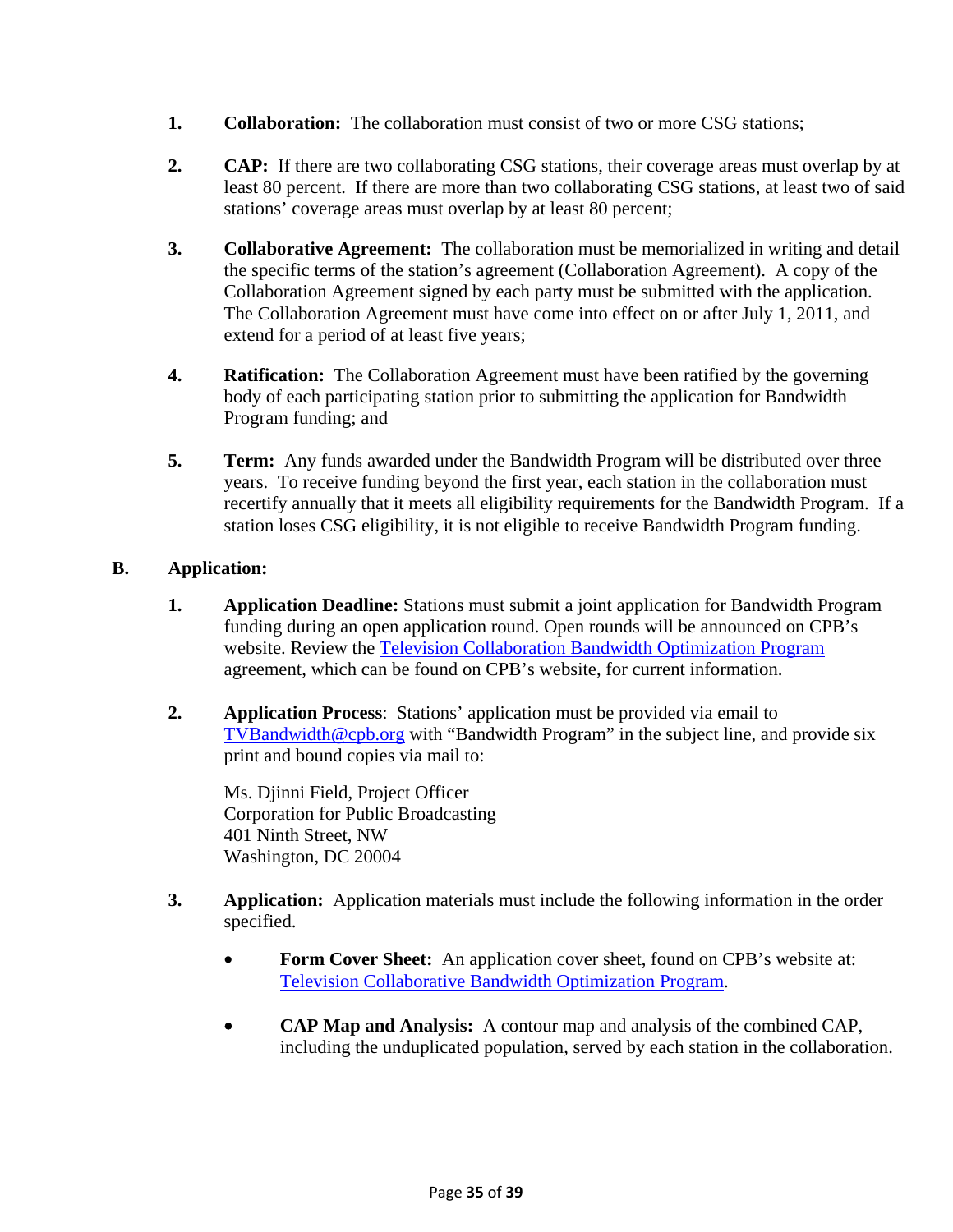1. **Collaboration:** The collaboration must consist of two or more CSG stations;

2. **CAP:** If there are two collaborating CSG stations, their coverage areas must overlap by at least 80 percent. If there are more than two collaborating CSG stations, at least two of said stations' coverage areas must overlap by at least 80 percent;

3. **Collaborative Agreement:** The collaboration must be memorialized in writing and detail the specific terms of the station's agreement (Collaboration Agreement). A copy of the Collaboration Agreement signed by each party must be submitted with the application. The Collaboration Agreement must have come into effect on or after July 1, 2011, and extend for a period of at least five years;

4. **Ratification:** The Collaboration Agreement must have been ratified by the governing body of each participating station prior to submitting the application for Bandwidth Program funding; and

5. **Term:** Any funds awarded under the Bandwidth Program will be distributed over three years. To receive funding beyond the first year, each station in the collaboration must recertify annually that it meets all eligibility requirements for the Bandwidth Program. If a station loses CSG eligibility, it is not eligible to receive Bandwidth Program funding.

**B. Application:**

1. **Application Deadline:** Stations must submit a joint application for Bandwidth Program funding during an open application round. Open rounds will be announced on CPB's website. Review the Television Collaboration Bandwidth Optimization Program agreement, which can be found on CPB's website, for current information.

2. **Application Process**: Stations' application must be provided via email to TVBandwidth@cpb.org with "Bandwidth Program" in the subject line, and provide six print and bound copies via mail to:

   Ms. Djinni Field, Project Officer
   Corporation for Public Broadcasting
   401 Ninth Street, NW
   Washington, DC 20004

3. **Application:** Application materials must include the following information in the order specified.

   - **Form Cover Sheet:** An application cover sheet, found on CPB's website at: Television Collaborative Bandwidth Optimization Program.

   - **CAP Map and Analysis:** A contour map and analysis of the combined CAP, including the unduplicated population, served by each station in the collaboration.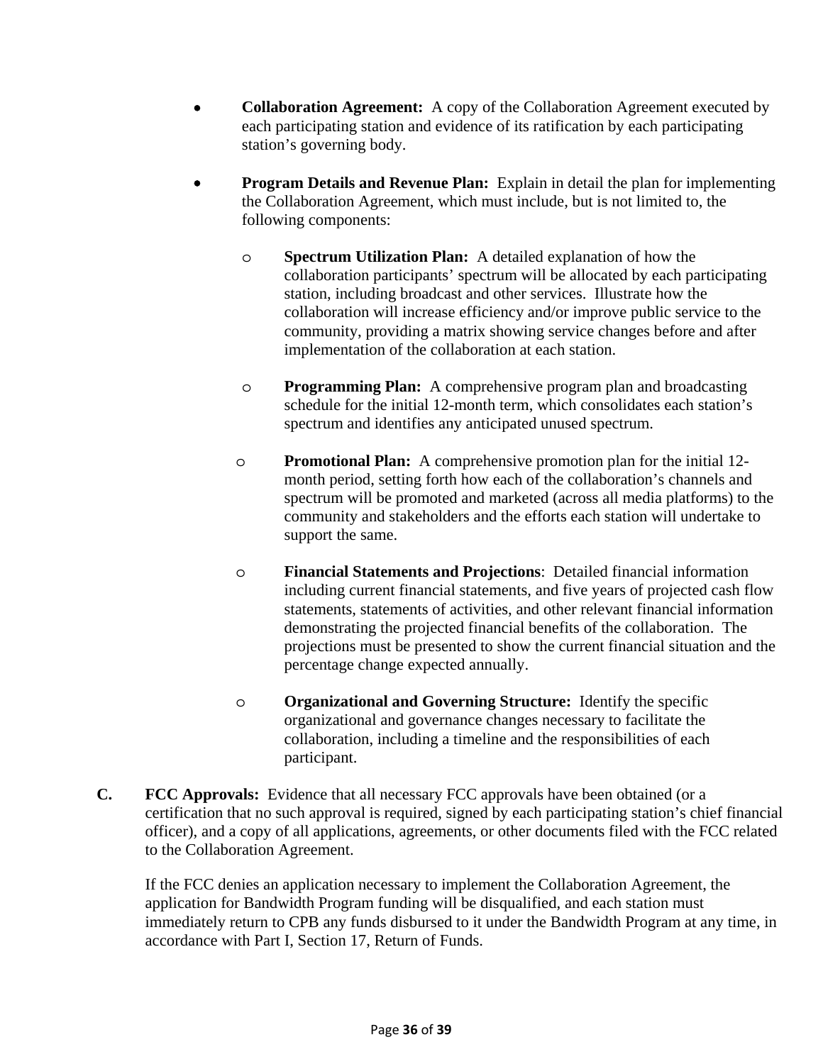- **Collaboration Agreement:** A copy of the Collaboration Agreement executed by each participating station and evidence of its ratification by each participating station's governing body.

- **Program Details and Revenue Plan:** Explain in detail the plan for implementing the Collaboration Agreement, which must include, but is not limited to, the following components:

  - **Spectrum Utilization Plan:** A detailed explanation of how the collaboration participants' spectrum will be allocated by each participating station, including broadcast and other services. Illustrate how the collaboration will increase efficiency and/or improve public service to the community, providing a matrix showing service changes before and after implementation of the collaboration at each station.

  - **Programming Plan:** A comprehensive program plan and broadcasting schedule for the initial 12-month term, which consolidates each station's spectrum and identifies any anticipated unused spectrum.

  - **Promotional Plan:** A comprehensive promotion plan for the initial 12-month period, setting forth how each of the collaboration's channels and spectrum will be promoted and marketed (across all media platforms) to the community and stakeholders and the efforts each station will undertake to support the same.

  - **Financial Statements and Projections**: Detailed financial information including current financial statements, and five years of projected cash flow statements, statements of activities, and other relevant financial information demonstrating the projected financial benefits of the collaboration. The projections must be presented to show the current financial situation and the percentage change expected annually.

  - **Organizational and Governing Structure:** Identify the specific organizational and governance changes necessary to facilitate the collaboration, including a timeline and the responsibilities of each participant.

**C. FCC Approvals:** Evidence that all necessary FCC approvals have been obtained (or a certification that no such approval is required, signed by each participating station's chief financial officer), and a copy of all applications, agreements, or other documents filed with the FCC related to the Collaboration Agreement.

If the FCC denies an application necessary to implement the Collaboration Agreement, the application for Bandwidth Program funding will be disqualified, and each station must immediately return to CPB any funds disbursed to it under the Bandwidth Program at any time, in accordance with Part I, Section 17, Return of Funds.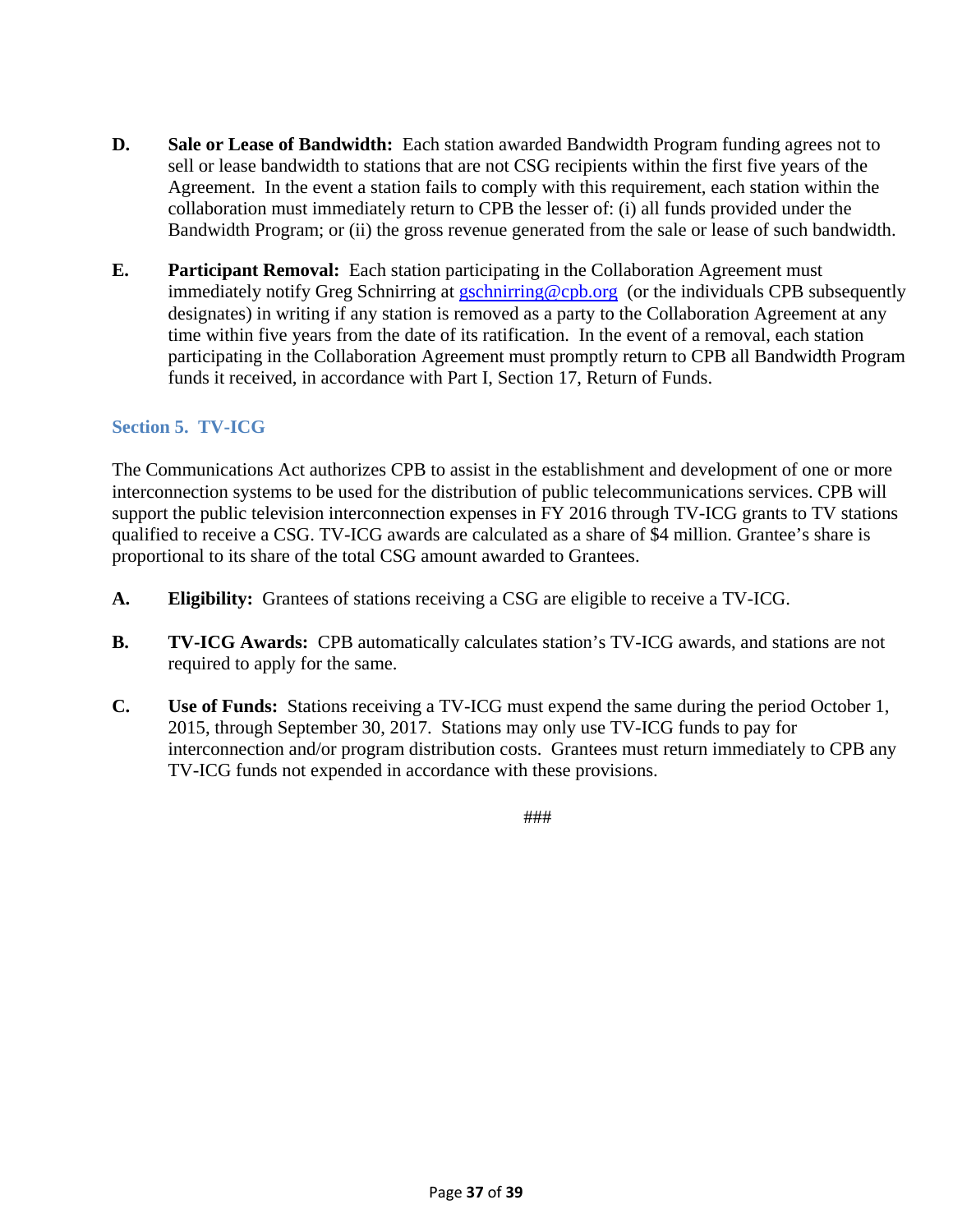**D. Sale or Lease of Bandwidth:** Each station awarded Bandwidth Program funding agrees not to sell or lease bandwidth to stations that are not CSG recipients within the first five years of the Agreement. In the event a station fails to comply with this requirement, each station within the collaboration must immediately return to CPB the lesser of: (i) all funds provided under the Bandwidth Program; or (ii) the gross revenue generated from the sale or lease of such bandwidth.

**E. Participant Removal:** Each station participating in the Collaboration Agreement must immediately notify Greg Schnirring at [gschnirring@cpb.org](mailto:gschnirring@cpb.org) (or the individuals CPB subsequently designates) in writing if any station is removed as a party to the Collaboration Agreement at any time within five years from the date of its ratification. In the event of a removal, each station participating in the Collaboration Agreement must promptly return to CPB all Bandwidth Program funds it received, in accordance with Part I, Section 17, Return of Funds.

## Section 5. TV-ICG

The Communications Act authorizes CPB to assist in the establishment and development of one or more interconnection systems to be used for the distribution of public telecommunications services. CPB will support the public television interconnection expenses in FY 2016 through TV-ICG grants to TV stations qualified to receive a CSG. TV-ICG awards are calculated as a share of $4 million. Grantee's share is proportional to its share of the total CSG amount awarded to Grantees.

**A. Eligibility:** Grantees of stations receiving a CSG are eligible to receive a TV-ICG.

**B. TV-ICG Awards:** CPB automatically calculates station's TV-ICG awards, and stations are not required to apply for the same.

**C. Use of Funds:** Stations receiving a TV-ICG must expend the same during the period October 1, 2015, through September 30, 2017. Stations may only use TV-ICG funds to pay for interconnection and/or program distribution costs. Grantees must return immediately to CPB any TV-ICG funds not expended in accordance with these provisions.

###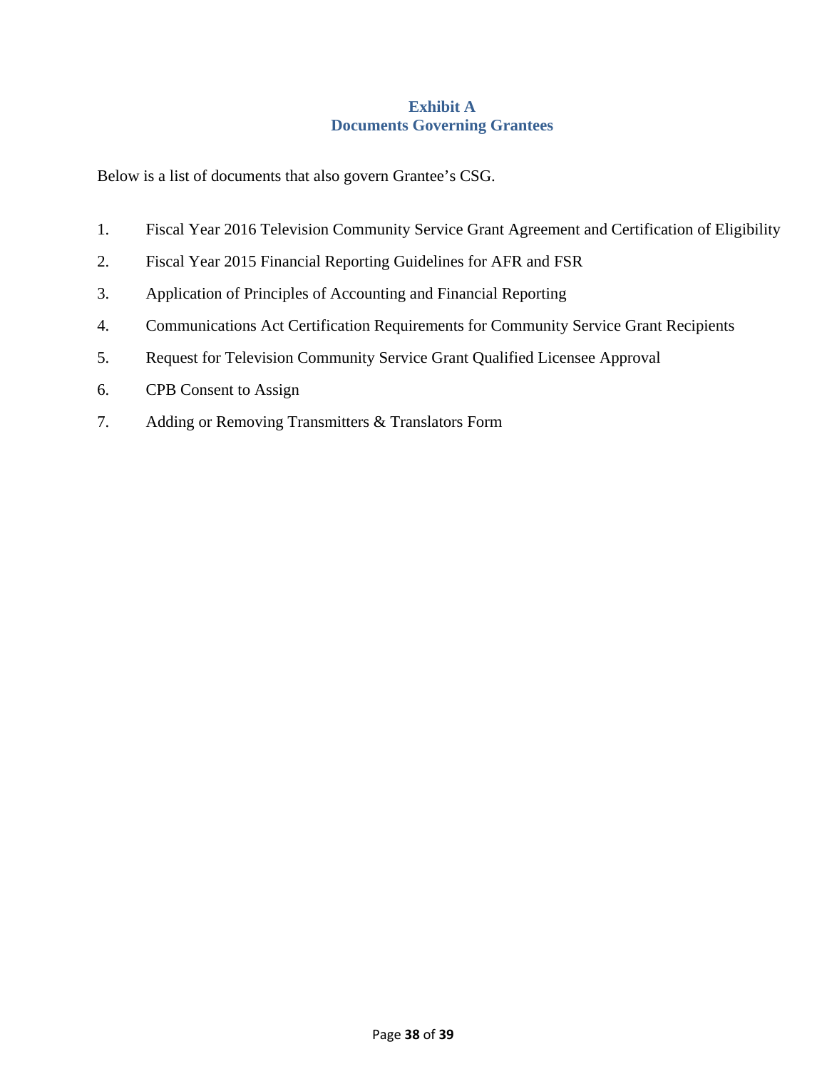## Exhibit A
## Documents Governing Grantees

Below is a list of documents that also govern Grantee's CSG.

1. Fiscal Year 2016 Television Community Service Grant Agreement and Certification of Eligibility
2. Fiscal Year 2015 Financial Reporting Guidelines for AFR and FSR
3. Application of Principles of Accounting and Financial Reporting
4. Communications Act Certification Requirements for Community Service Grant Recipients
5. Request for Television Community Service Grant Qualified Licensee Approval
6. CPB Consent to Assign
7. Adding or Removing Transmitters & Translators Form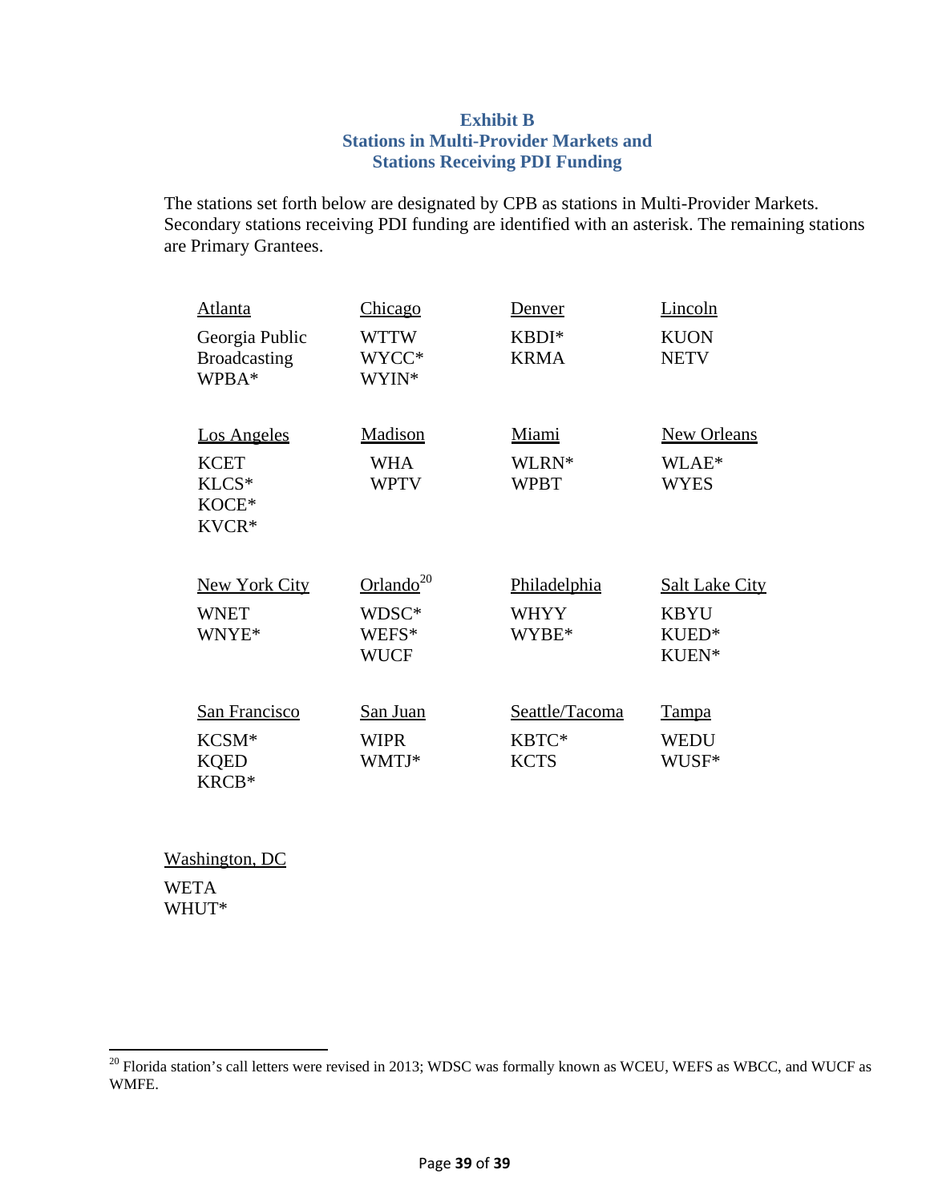## Exhibit B
## Stations in Multi-Provider Markets and Stations Receiving PDI Funding

The stations set forth below are designated by CPB as stations in Multi-Provider Markets. Secondary stations receiving PDI funding are identified with an asterisk. The remaining stations are Primary Grantees.

<u>Atlanta</u>

Georgia Public Broadcasting
WPBA*

<u>Chicago</u>

WTTW
WYCC*
WYIN*

<u>Denver</u>

KBDI*
KRMA

<u>Lincoln</u>

KUON
NETV

<u>Los Angeles</u>

KCET
KLCS*
KOCE*
KVCR*

<u>Madison</u>

WHA
WPTV

<u>Miami</u>

WLRN*
WPBT

<u>New Orleans</u>

WLAE*
WYES

<u>New York City</u>

WNET
WNYE*

<u>Orlando</u>[20]

WDSC*
WEFS*
WUCF

<u>Philadelphia</u>

WHYY
WYBE*

<u>Salt Lake City</u>

KBYU
KUED*
KUEN*

<u>San Francisco</u>

KCSM*
KQED
KRCB*

<u>San Juan</u>

WIPR
WMTJ*

<u>Seattle/Tacoma</u>

KBTC*
KCTS

<u>Tampa</u>

WEDU
WUSF*

<u>Washington, DC</u>

WETA
WHUT*

---

[20] Florida station's call letters were revised in 2013; WDSC was formally known as WCEU, WEFS as WBCC, and WUCF as WMFE.